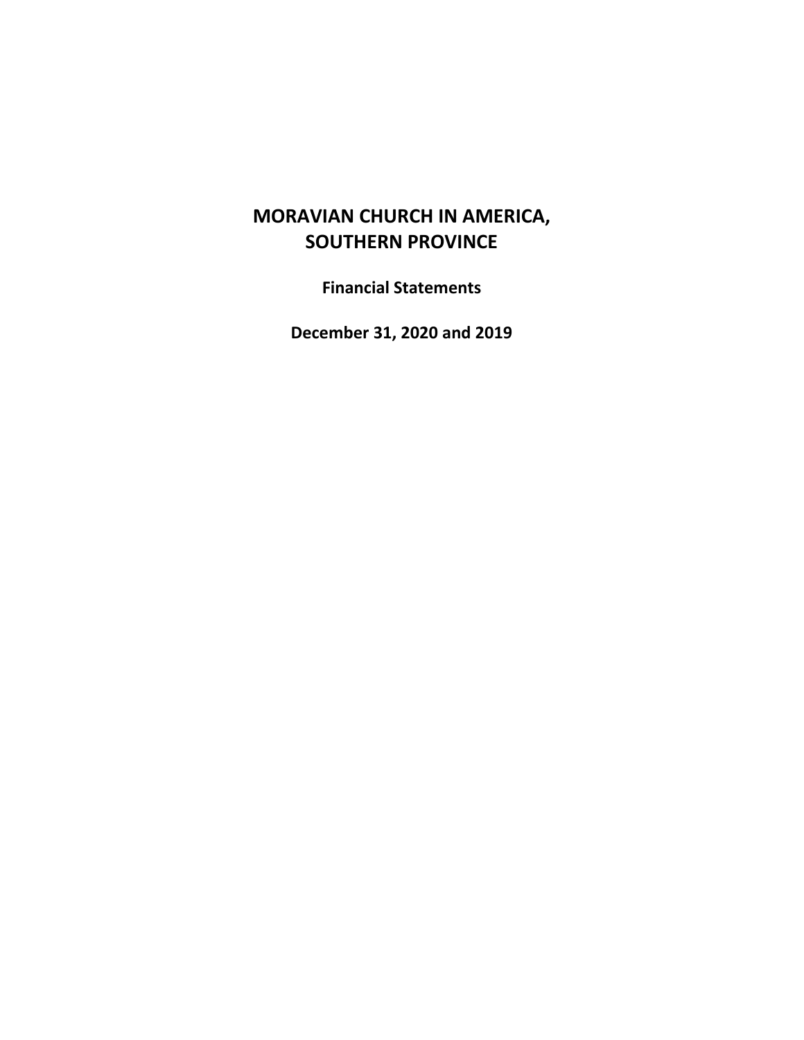# MORAVIAN CHURCH IN AMERICA, SOUTHERN PROVINCE

**Financial Statements**

**December 31, 2020 and 2019**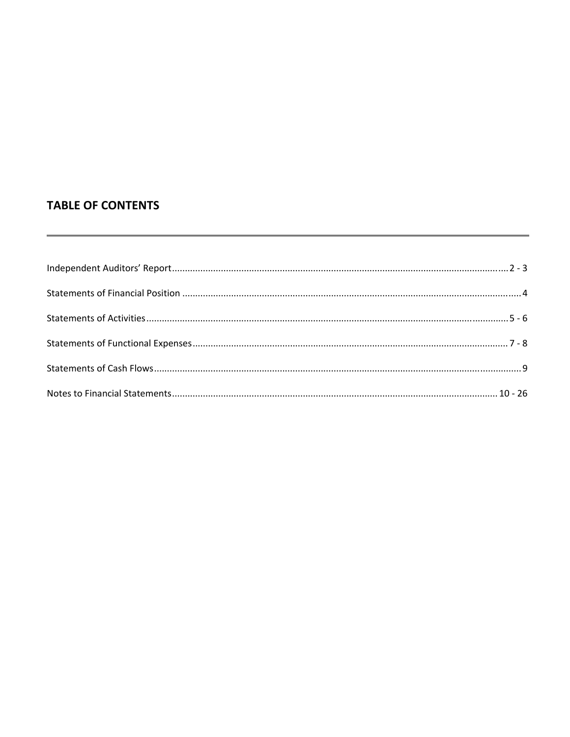## TABLE OF CONTENTS

| | |
|---|---|
| Independent Auditors' Report | 2 - 3 |
| Statements of Financial Position | 4 |
| Statements of Activities | 5 - 6 |
| Statements of Functional Expenses | 7 - 8 |
| Statements of Cash Flows | 9 |
| Notes to Financial Statements | 10 - 26 |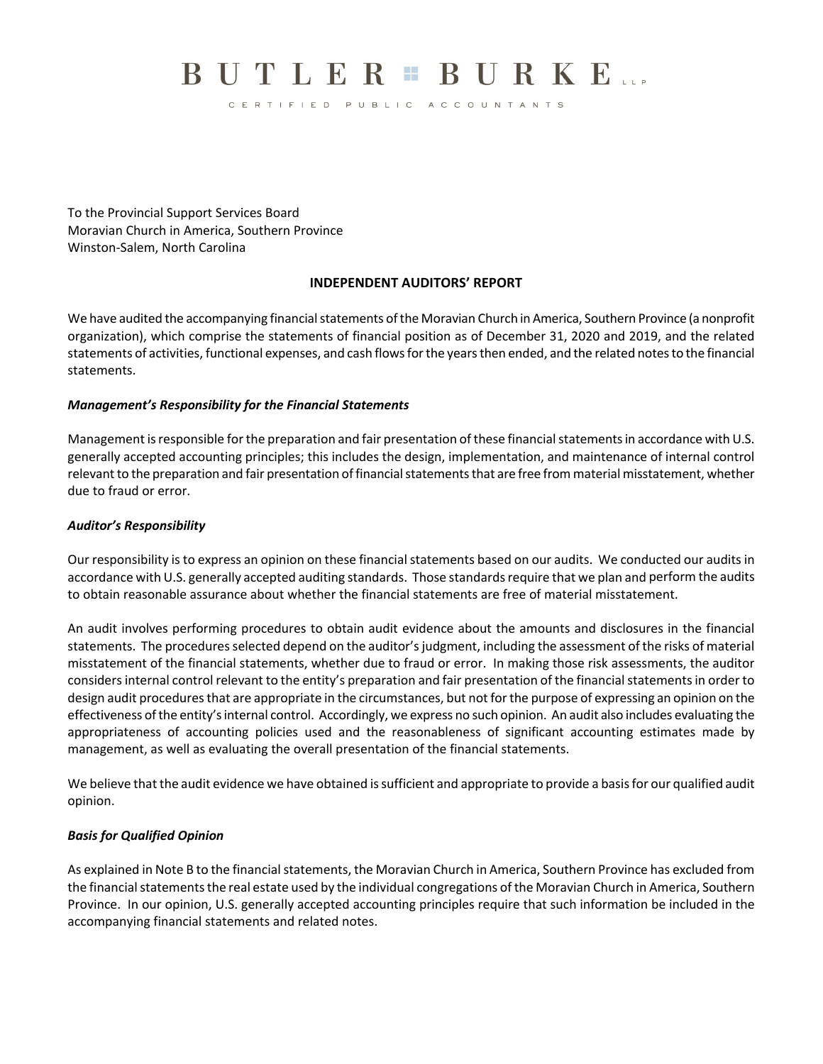# BUTLER BURKE LLP

CERTIFIED PUBLIC ACCOUNTANTS

To the Provincial Support Services Board
Moravian Church in America, Southern Province
Winston-Salem, North Carolina

## INDEPENDENT AUDITORS' REPORT

We have audited the accompanying financial statements of the Moravian Church in America, Southern Province (a nonprofit organization), which comprise the statements of financial position as of December 31, 2020 and 2019, and the related statements of activities, functional expenses, and cash flows for the years then ended, and the related notes to the financial statements.

### *Management's Responsibility for the Financial Statements*

Management is responsible for the preparation and fair presentation of these financial statements in accordance with U.S. generally accepted accounting principles; this includes the design, implementation, and maintenance of internal control relevant to the preparation and fair presentation of financial statements that are free from material misstatement, whether due to fraud or error.

### *Auditor's Responsibility*

Our responsibility is to express an opinion on these financial statements based on our audits. We conducted our audits in accordance with U.S. generally accepted auditing standards. Those standards require that we plan and perform the audits to obtain reasonable assurance about whether the financial statements are free of material misstatement.

An audit involves performing procedures to obtain audit evidence about the amounts and disclosures in the financial statements. The procedures selected depend on the auditor's judgment, including the assessment of the risks of material misstatement of the financial statements, whether due to fraud or error. In making those risk assessments, the auditor considers internal control relevant to the entity's preparation and fair presentation of the financial statements in order to design audit procedures that are appropriate in the circumstances, but not for the purpose of expressing an opinion on the effectiveness of the entity's internal control. Accordingly, we express no such opinion. An audit also includes evaluating the appropriateness of accounting policies used and the reasonableness of significant accounting estimates made by management, as well as evaluating the overall presentation of the financial statements.

We believe that the audit evidence we have obtained is sufficient and appropriate to provide a basis for our qualified audit opinion.

### *Basis for Qualified Opinion*

As explained in Note B to the financial statements, the Moravian Church in America, Southern Province has excluded from the financial statements the real estate used by the individual congregations of the Moravian Church in America, Southern Province. In our opinion, U.S. generally accepted accounting principles require that such information be included in the accompanying financial statements and related notes.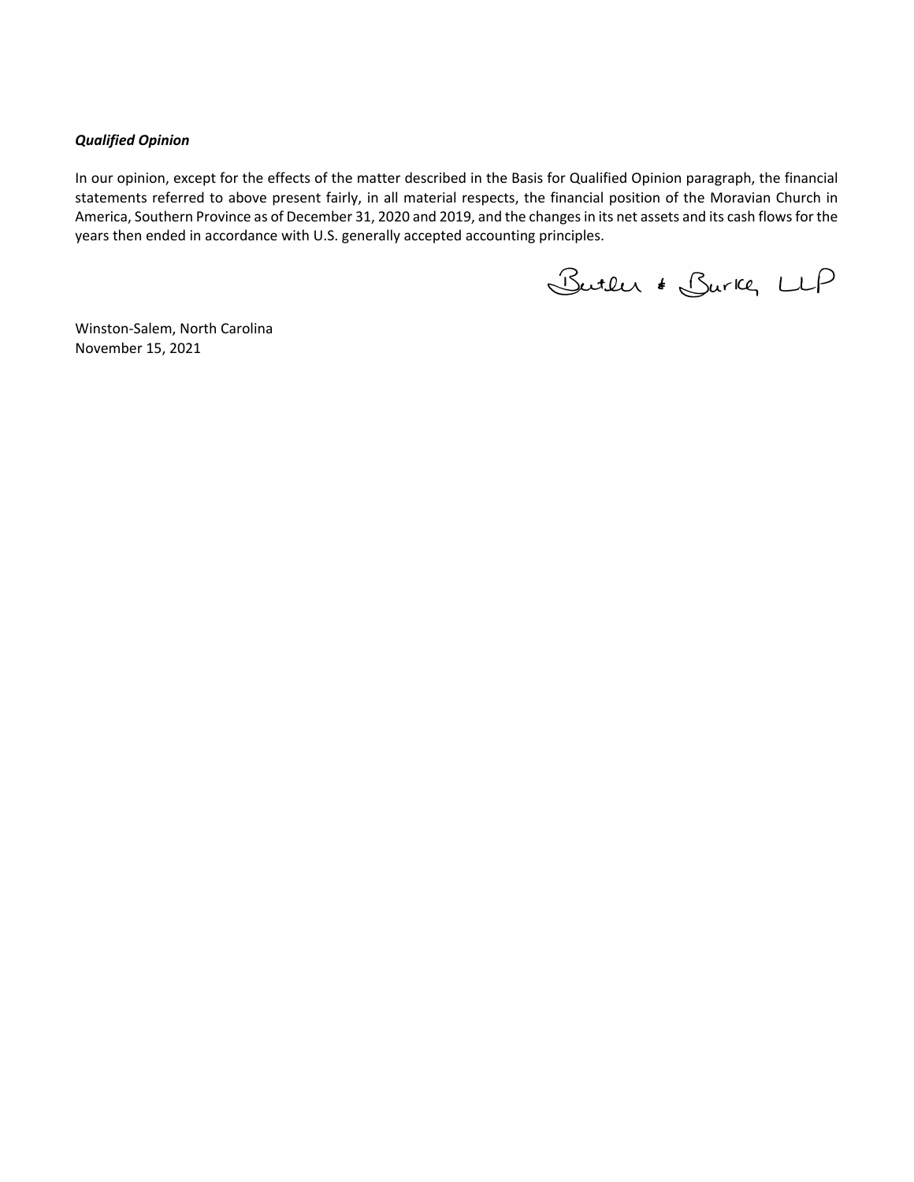***Qualified Opinion***

In our opinion, except for the effects of the matter described in the Basis for Qualified Opinion paragraph, the financial statements referred to above present fairly, in all material respects, the financial position of the Moravian Church in America, Southern Province as of December 31, 2020 and 2019, and the changes in its net assets and its cash flows for the years then ended in accordance with U.S. generally accepted accounting principles.

Butler & Burke, LLP

Winston-Salem, North Carolina
November 15, 2021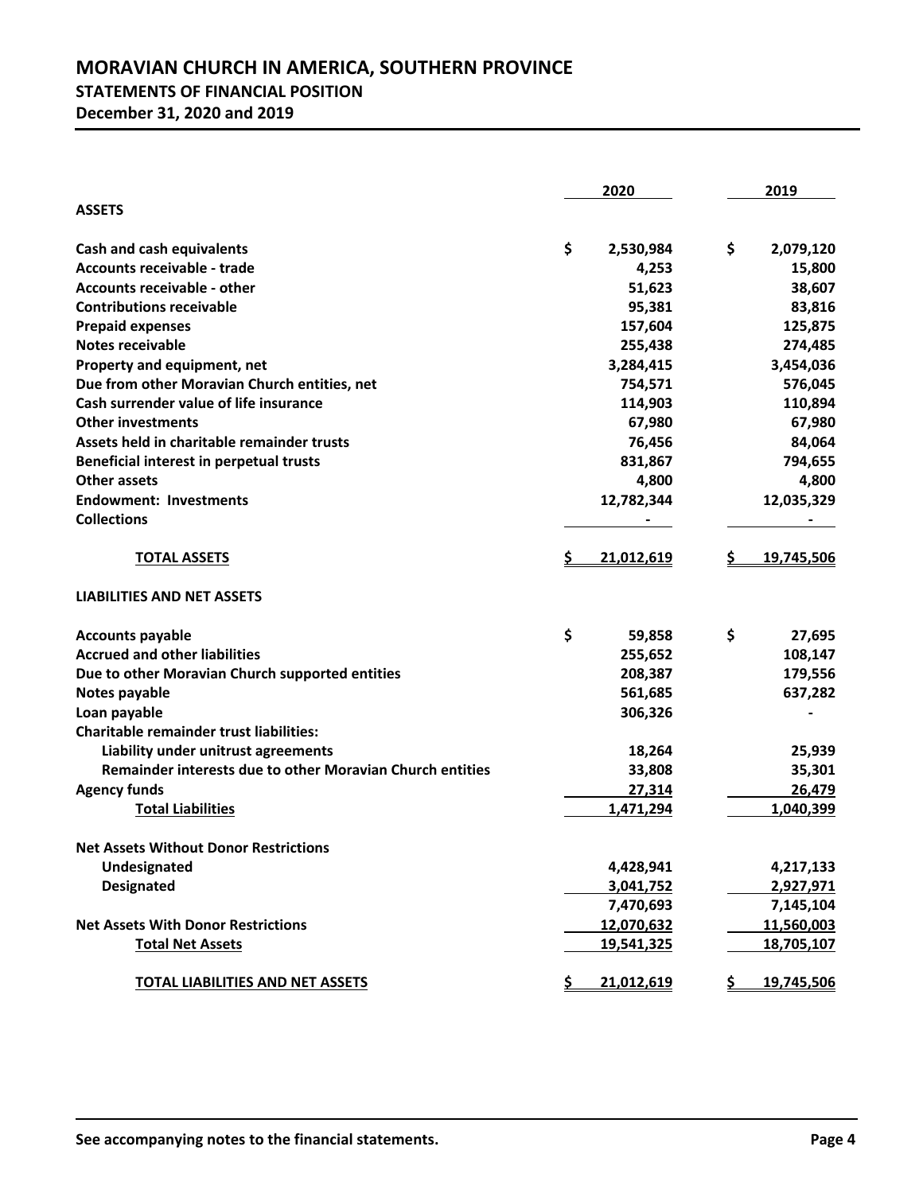# MORAVIAN CHURCH IN AMERICA, SOUTHERN PROVINCE

## STATEMENTS OF FINANCIAL POSITION

**December 31, 2020 and 2019**

| | 2020 | 2019 |
|---|---|---|
| **ASSETS** | | |
| **Cash and cash equivalents** | $ 2,530,984 | $ 2,079,120 |
| **Accounts receivable - trade** | 4,253 | 15,800 |
| **Accounts receivable - other** | 51,623 | 38,607 |
| **Contributions receivable** | 95,381 | 83,816 |
| **Prepaid expenses** | 157,604 | 125,875 |
| **Notes receivable** | 255,438 | 274,485 |
| **Property and equipment, net** | 3,284,415 | 3,454,036 |
| **Due from other Moravian Church entities, net** | 754,571 | 576,045 |
| **Cash surrender value of life insurance** | 114,903 | 110,894 |
| **Other investments** | 67,980 | 67,980 |
| **Assets held in charitable remainder trusts** | 76,456 | 84,064 |
| **Beneficial interest in perpetual trusts** | 831,867 | 794,655 |
| **Other assets** | 4,800 | 4,800 |
| **Endowment: Investments** | 12,782,344 | 12,035,329 |
| **Collections** | - | - |
| **TOTAL ASSETS** | $ 21,012,619 | $ 19,745,506 |
| **LIABILITIES AND NET ASSETS** | | |
| **Accounts payable** | $ 59,858 | $ 27,695 |
| **Accrued and other liabilities** | 255,652 | 108,147 |
| **Due to other Moravian Church supported entities** | 208,387 | 179,556 |
| **Notes payable** | 561,685 | 637,282 |
| **Loan payable** | 306,326 | - |
| **Charitable remainder trust liabilities:** | | |
| **Liability under unitrust agreements** | 18,264 | 25,939 |
| **Remainder interests due to other Moravian Church entities** | 33,808 | 35,301 |
| **Agency funds** | 27,314 | 26,479 |
| **Total Liabilities** | 1,471,294 | 1,040,399 |
| **Net Assets Without Donor Restrictions** | | |
| **Undesignated** | 4,428,941 | 4,217,133 |
| **Designated** | 3,041,752 | 2,927,971 |
| | 7,470,693 | 7,145,104 |
| **Net Assets With Donor Restrictions** | 12,070,632 | 11,560,003 |
| **Total Net Assets** | 19,541,325 | 18,705,107 |
| **TOTAL LIABILITIES AND NET ASSETS** | $ 21,012,619 | $ 19,745,506 |

**See accompanying notes to the financial statements.**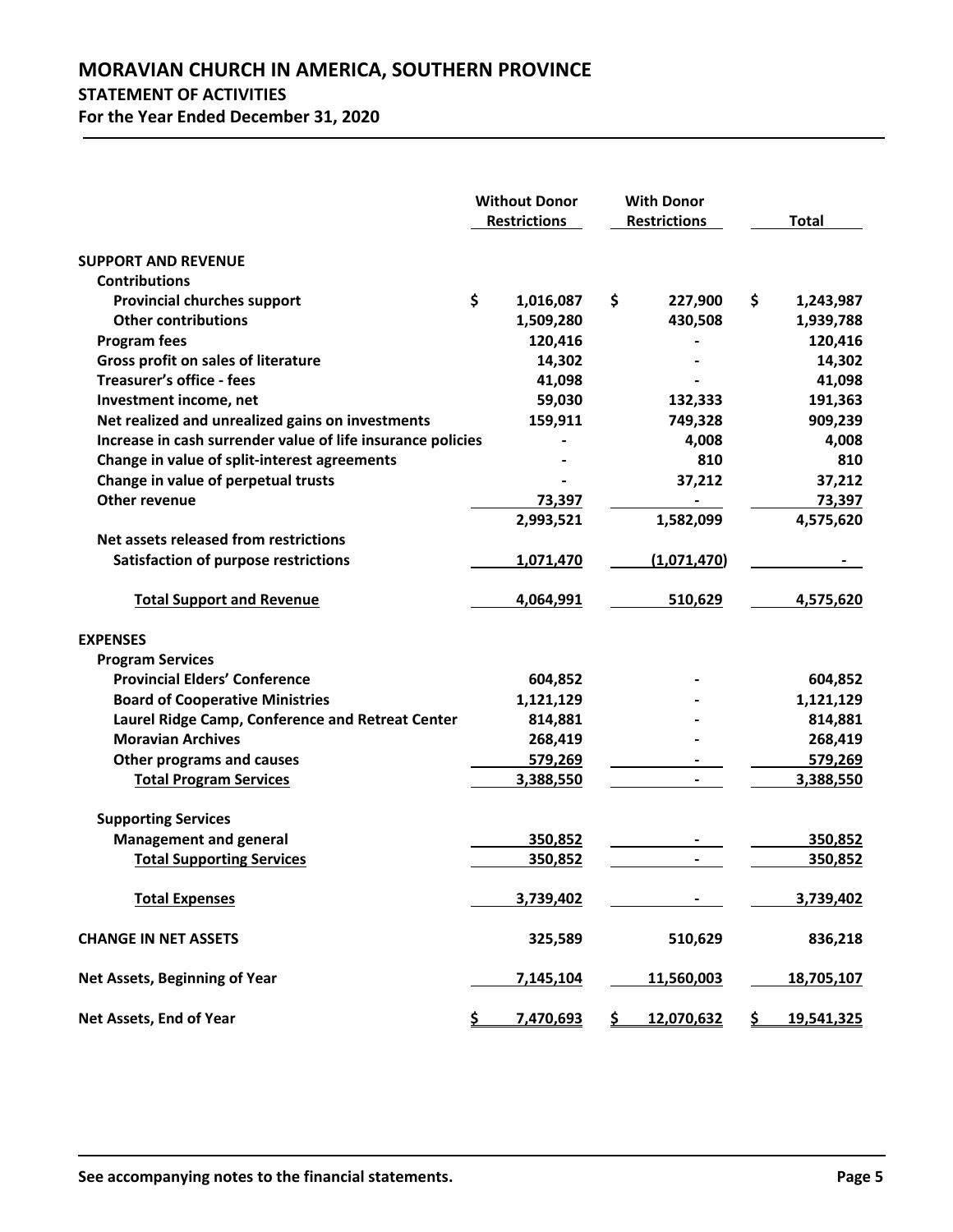# MORAVIAN CHURCH IN AMERICA, SOUTHERN PROVINCE

## STATEMENT OF ACTIVITIES

### For the Year Ended December 31, 2020

| | Without Donor Restrictions | With Donor Restrictions | Total |
|---|---|---|---|
| **SUPPORT AND REVENUE** | | | |
| **Contributions** | | | |
| **Provincial churches support** | $ 1,016,087 | $ 227,900 | $ 1,243,987 |
| **Other contributions** | 1,509,280 | 430,508 | 1,939,788 |
| **Program fees** | 120,416 | - | 120,416 |
| **Gross profit on sales of literature** | 14,302 | - | 14,302 |
| **Treasurer's office - fees** | 41,098 | - | 41,098 |
| **Investment income, net** | 59,030 | 132,333 | 191,363 |
| **Net realized and unrealized gains on investments** | 159,911 | 749,328 | 909,239 |
| **Increase in cash surrender value of life insurance policies** | - | 4,008 | 4,008 |
| **Change in value of split-interest agreements** | - | 810 | 810 |
| **Change in value of perpetual trusts** | - | 37,212 | 37,212 |
| **Other revenue** | 73,397 | - | 73,397 |
| | 2,993,521 | 1,582,099 | 4,575,620 |
| **Net assets released from restrictions** | | | |
| **Satisfaction of purpose restrictions** | 1,071,470 | (1,071,470) | - |
| **Total Support and Revenue** | 4,064,991 | 510,629 | 4,575,620 |
| **EXPENSES** | | | |
| **Program Services** | | | |
| **Provincial Elders' Conference** | 604,852 | - | 604,852 |
| **Board of Cooperative Ministries** | 1,121,129 | - | 1,121,129 |
| **Laurel Ridge Camp, Conference and Retreat Center** | 814,881 | - | 814,881 |
| **Moravian Archives** | 268,419 | - | 268,419 |
| **Other programs and causes** | 579,269 | - | 579,269 |
| **Total Program Services** | 3,388,550 | - | 3,388,550 |
| **Supporting Services** | | | |
| **Management and general** | 350,852 | - | 350,852 |
| **Total Supporting Services** | 350,852 | - | 350,852 |
| **Total Expenses** | 3,739,402 | - | 3,739,402 |
| **CHANGE IN NET ASSETS** | 325,589 | 510,629 | 836,218 |
| **Net Assets, Beginning of Year** | 7,145,104 | 11,560,003 | 18,705,107 |
| **Net Assets, End of Year** | $ 7,470,693 | $ 12,070,632 | $ 19,541,325 |

**See accompanying notes to the financial statements.**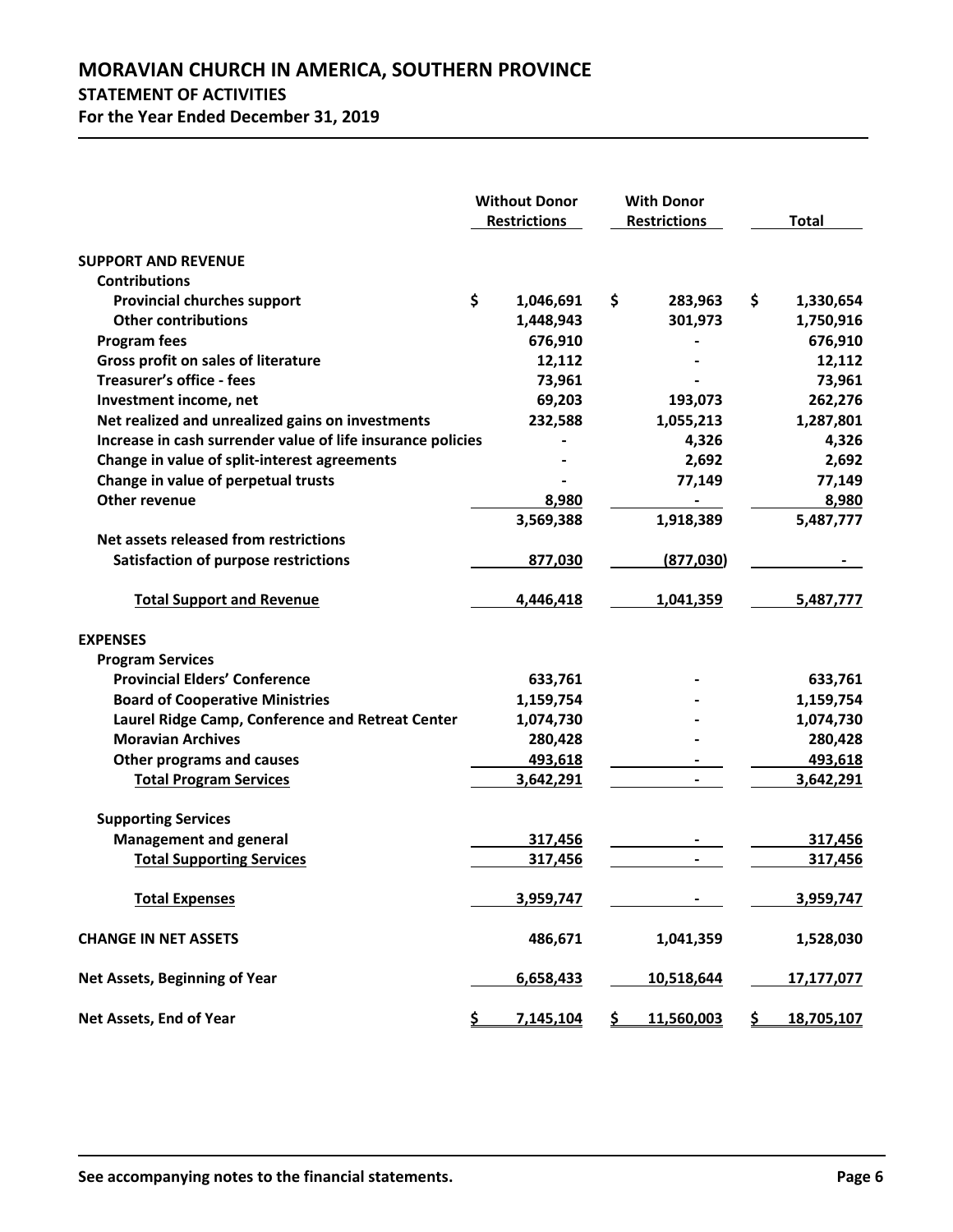# MORAVIAN CHURCH IN AMERICA, SOUTHERN PROVINCE

## STATEMENT OF ACTIVITIES

**For the Year Ended December 31, 2019**

| | Without Donor Restrictions | With Donor Restrictions | Total |
|---|---|---|---|
| **SUPPORT AND REVENUE** | | | |
| **Contributions** | | | |
| **Provincial churches support** | $ 1,046,691 | $ 283,963 | $ 1,330,654 |
| **Other contributions** | 1,448,943 | 301,973 | 1,750,916 |
| **Program fees** | 676,910 | - | 676,910 |
| **Gross profit on sales of literature** | 12,112 | - | 12,112 |
| **Treasurer's office - fees** | 73,961 | - | 73,961 |
| **Investment income, net** | 69,203 | 193,073 | 262,276 |
| **Net realized and unrealized gains on investments** | 232,588 | 1,055,213 | 1,287,801 |
| **Increase in cash surrender value of life insurance policies** | - | 4,326 | 4,326 |
| **Change in value of split-interest agreements** | - | 2,692 | 2,692 |
| **Change in value of perpetual trusts** | - | 77,149 | 77,149 |
| **Other revenue** | 8,980 | - | 8,980 |
| | 3,569,388 | 1,918,389 | 5,487,777 |
| **Net assets released from restrictions** | | | |
| **Satisfaction of purpose restrictions** | 877,030 | (877,030) | - |
| **Total Support and Revenue** | 4,446,418 | 1,041,359 | 5,487,777 |
| **EXPENSES** | | | |
| **Program Services** | | | |
| **Provincial Elders' Conference** | 633,761 | - | 633,761 |
| **Board of Cooperative Ministries** | 1,159,754 | - | 1,159,754 |
| **Laurel Ridge Camp, Conference and Retreat Center** | 1,074,730 | - | 1,074,730 |
| **Moravian Archives** | 280,428 | - | 280,428 |
| **Other programs and causes** | 493,618 | - | 493,618 |
| **Total Program Services** | 3,642,291 | - | 3,642,291 |
| **Supporting Services** | | | |
| **Management and general** | 317,456 | - | 317,456 |
| **Total Supporting Services** | 317,456 | - | 317,456 |
| **Total Expenses** | 3,959,747 | - | 3,959,747 |
| **CHANGE IN NET ASSETS** | 486,671 | 1,041,359 | 1,528,030 |
| **Net Assets, Beginning of Year** | 6,658,433 | 10,518,644 | 17,177,077 |
| **Net Assets, End of Year** | $ 7,145,104 | $ 11,560,003 | $ 18,705,107 |

**See accompanying notes to the financial statements.**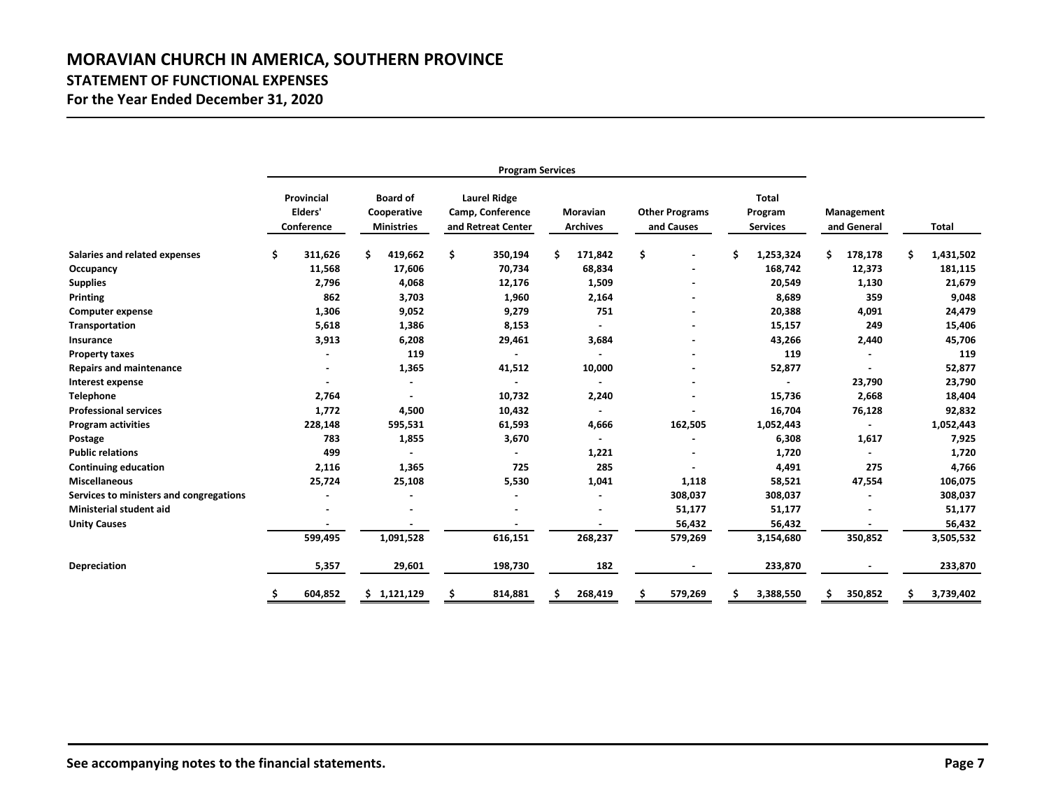# MORAVIAN CHURCH IN AMERICA, SOUTHERN PROVINCE

## STATEMENT OF FUNCTIONAL EXPENSES

**For the Year Ended December 31, 2020**

| | Program Services | | | | | | | |
|---|---|---|---|---|---|---|---|---|
| | Provincial Elders' Conference | Board of Cooperative Ministries | Laurel Ridge Camp, Conference and Retreat Center | Moravian Archives | Other Programs and Causes | Total Program Services | Management and General | Total |
| **Salaries and related expenses** | $ 311,626 | $ 419,662 | $ 350,194 | $ 171,842 | $ - | $ 1,253,324 | $ 178,178 | $ 1,431,502 |
| **Occupancy** | 11,568 | 17,606 | 70,734 | 68,834 | - | 168,742 | 12,373 | 181,115 |
| **Supplies** | 2,796 | 4,068 | 12,176 | 1,509 | - | 20,549 | 1,130 | 21,679 |
| **Printing** | 862 | 3,703 | 1,960 | 2,164 | - | 8,689 | 359 | 9,048 |
| **Computer expense** | 1,306 | 9,052 | 9,279 | 751 | - | 20,388 | 4,091 | 24,479 |
| **Transportation** | 5,618 | 1,386 | 8,153 | - | - | 15,157 | 249 | 15,406 |
| **Insurance** | 3,913 | 6,208 | 29,461 | 3,684 | - | 43,266 | 2,440 | 45,706 |
| **Property taxes** | - | 119 | - | - | - | 119 | - | 119 |
| **Repairs and maintenance** | - | 1,365 | 41,512 | 10,000 | - | 52,877 | - | 52,877 |
| **Interest expense** | - | - | - | - | - | - | 23,790 | 23,790 |
| **Telephone** | 2,764 | - | 10,732 | 2,240 | - | 15,736 | 2,668 | 18,404 |
| **Professional services** | 1,772 | 4,500 | 10,432 | - | - | 16,704 | 76,128 | 92,832 |
| **Program activities** | 228,148 | 595,531 | 61,593 | 4,666 | 162,505 | 1,052,443 | - | 1,052,443 |
| **Postage** | 783 | 1,855 | 3,670 | - | - | 6,308 | 1,617 | 7,925 |
| **Public relations** | 499 | - | - | 1,221 | - | 1,720 | - | 1,720 |
| **Continuing education** | 2,116 | 1,365 | 725 | 285 | - | 4,491 | 275 | 4,766 |
| **Miscellaneous** | 25,724 | 25,108 | 5,530 | 1,041 | 1,118 | 58,521 | 47,554 | 106,075 |
| **Services to ministers and congregations** | - | - | - | - | 308,037 | 308,037 | - | 308,037 |
| **Ministerial student aid** | - | - | - | - | 51,177 | 51,177 | - | 51,177 |
| **Unity Causes** | - | - | - | - | 56,432 | 56,432 | - | 56,432 |
| | 599,495 | 1,091,528 | 616,151 | 268,237 | 579,269 | 3,154,680 | 350,852 | 3,505,532 |
| **Depreciation** | 5,357 | 29,601 | 198,730 | 182 | - | 233,870 | - | 233,870 |
| | $ 604,852 | $ 1,121,129 | $ 814,881 | $ 268,419 | $ 579,269 | $ 3,388,550 | $ 350,852 | $ 3,739,402 |

**See accompanying notes to the financial statements.**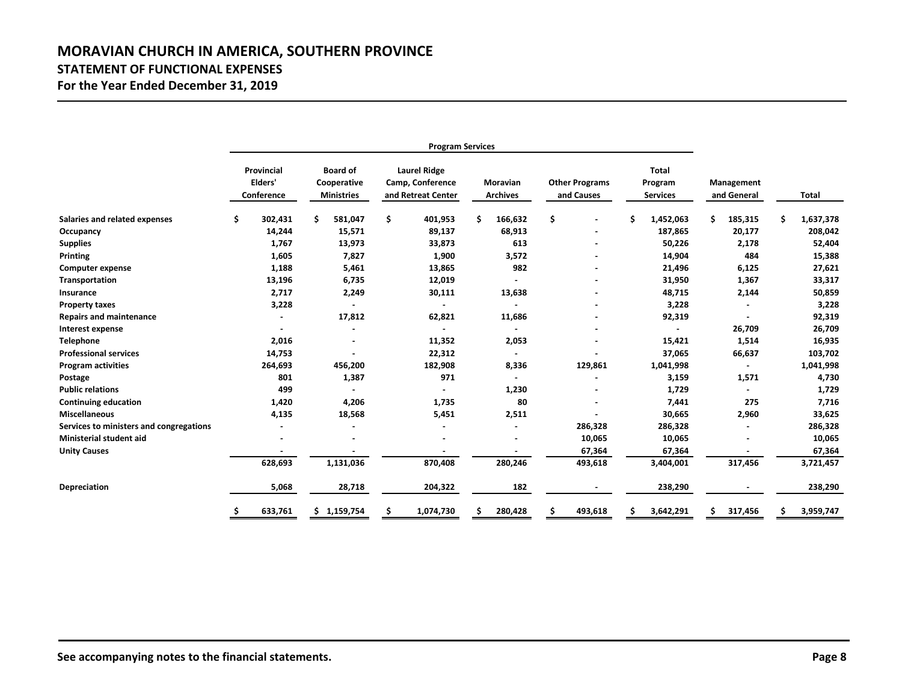# MORAVIAN CHURCH IN AMERICA, SOUTHERN PROVINCE

## STATEMENT OF FUNCTIONAL EXPENSES

### For the Year Ended December 31, 2019

| | Program Services | | | | | | | |
|---|---|---|---|---|---|---|---|---|
| | Provincial Elders' Conference | Board of Cooperative Ministries | Laurel Ridge Camp, Conference and Retreat Center | Moravian Archives | Other Programs and Causes | Total Program Services | Management and General | Total |
| **Salaries and related expenses** | $ 302,431 | $ 581,047 | $ 401,953 | $ 166,632 | $ - | $ 1,452,063 | $ 185,315 | $ 1,637,378 |
| **Occupancy** | 14,244 | 15,571 | 89,137 | 68,913 | - | 187,865 | 20,177 | 208,042 |
| **Supplies** | 1,767 | 13,973 | 33,873 | 613 | - | 50,226 | 2,178 | 52,404 |
| **Printing** | 1,605 | 7,827 | 1,900 | 3,572 | - | 14,904 | 484 | 15,388 |
| **Computer expense** | 1,188 | 5,461 | 13,865 | 982 | - | 21,496 | 6,125 | 27,621 |
| **Transportation** | 13,196 | 6,735 | 12,019 | - | - | 31,950 | 1,367 | 33,317 |
| **Insurance** | 2,717 | 2,249 | 30,111 | 13,638 | - | 48,715 | 2,144 | 50,859 |
| **Property taxes** | 3,228 | - | - | - | - | 3,228 | - | 3,228 |
| **Repairs and maintenance** | - | 17,812 | 62,821 | 11,686 | - | 92,319 | - | 92,319 |
| **Interest expense** | - | - | - | - | - | - | 26,709 | 26,709 |
| **Telephone** | 2,016 | - | 11,352 | 2,053 | - | 15,421 | 1,514 | 16,935 |
| **Professional services** | 14,753 | - | 22,312 | - | - | 37,065 | 66,637 | 103,702 |
| **Program activities** | 264,693 | 456,200 | 182,908 | 8,336 | 129,861 | 1,041,998 | - | 1,041,998 |
| **Postage** | 801 | 1,387 | 971 | - | - | 3,159 | 1,571 | 4,730 |
| **Public relations** | 499 | - | - | 1,230 | - | 1,729 | - | 1,729 |
| **Continuing education** | 1,420 | 4,206 | 1,735 | 80 | - | 7,441 | 275 | 7,716 |
| **Miscellaneous** | 4,135 | 18,568 | 5,451 | 2,511 | - | 30,665 | 2,960 | 33,625 |
| **Services to ministers and congregations** | - | - | - | - | 286,328 | 286,328 | - | 286,328 |
| **Ministerial student aid** | - | - | - | - | 10,065 | 10,065 | - | 10,065 |
| **Unity Causes** | - | - | - | - | 67,364 | 67,364 | - | 67,364 |
| | 628,693 | 1,131,036 | 870,408 | 280,246 | 493,618 | 3,404,001 | 317,456 | 3,721,457 |
| **Depreciation** | 5,068 | 28,718 | 204,322 | 182 | - | 238,290 | - | 238,290 |
| | $ 633,761 | $ 1,159,754 | $ 1,074,730 | $ 280,428 | $ 493,618 | $ 3,642,291 | $ 317,456 | $ 3,959,747 |

**See accompanying notes to the financial statements.**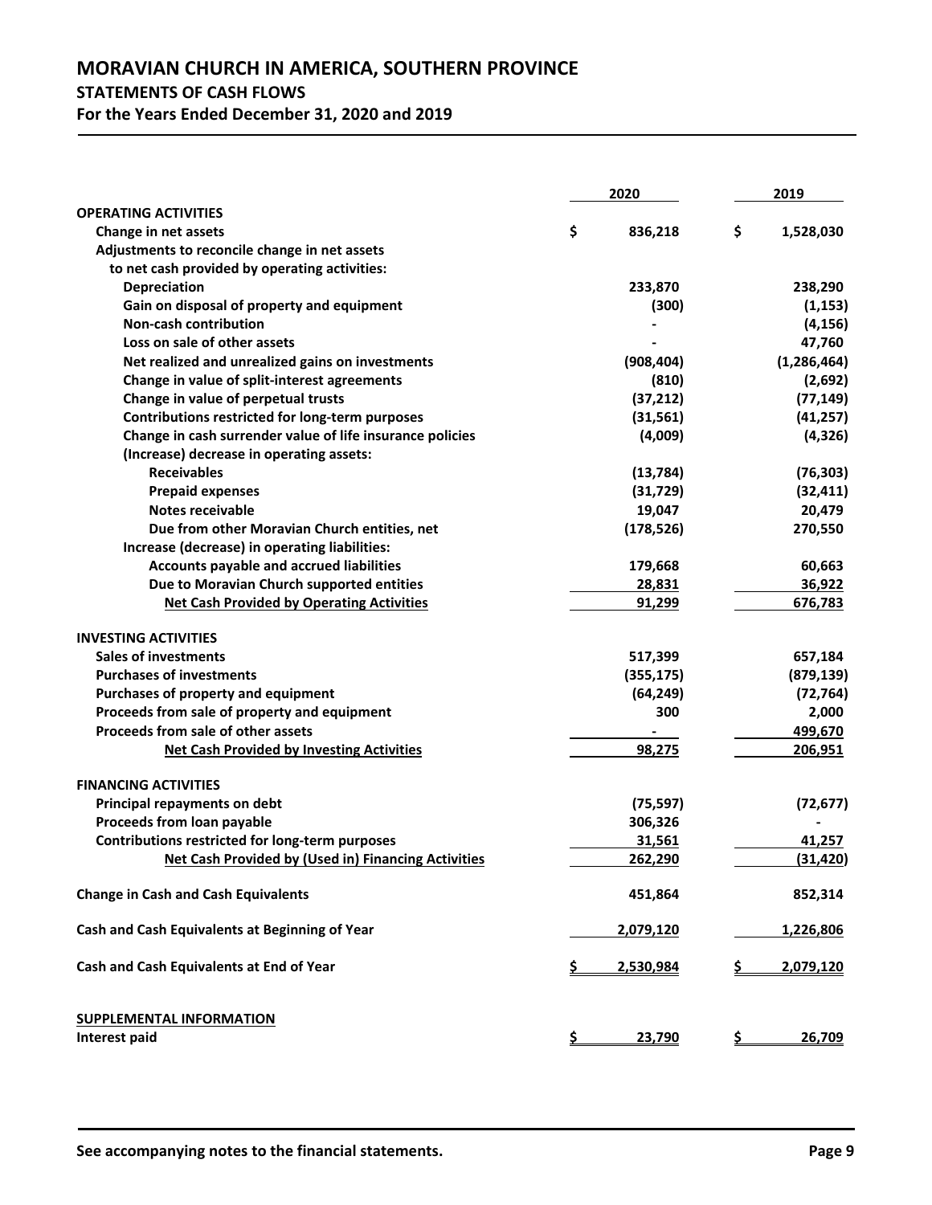# MORAVIAN CHURCH IN AMERICA, SOUTHERN PROVINCE

## STATEMENTS OF CASH FLOWS

### For the Years Ended December 31, 2020 and 2019

| | 2020 | 2019 |
|---|---|---|
| **OPERATING ACTIVITIES** | | |
| Change in net assets | $ 836,218 | $ 1,528,030 |
| Adjustments to reconcile change in net assets to net cash provided by operating activities: | | |
| Depreciation | 233,870 | 238,290 |
| Gain on disposal of property and equipment | (300) | (1,153) |
| Non-cash contribution | - | (4,156) |
| Loss on sale of other assets | - | 47,760 |
| Net realized and unrealized gains on investments | (908,404) | (1,286,464) |
| Change in value of split-interest agreements | (810) | (2,692) |
| Change in value of perpetual trusts | (37,212) | (77,149) |
| Contributions restricted for long-term purposes | (31,561) | (41,257) |
| Change in cash surrender value of life insurance policies | (4,009) | (4,326) |
| (Increase) decrease in operating assets: | | |
| Receivables | (13,784) | (76,303) |
| Prepaid expenses | (31,729) | (32,411) |
| Notes receivable | 19,047 | 20,479 |
| Due from other Moravian Church entities, net | (178,526) | 270,550 |
| Increase (decrease) in operating liabilities: | | |
| Accounts payable and accrued liabilities | 179,668 | 60,663 |
| Due to Moravian Church supported entities | 28,831 | 36,922 |
| **Net Cash Provided by Operating Activities** | 91,299 | 676,783 |
| **INVESTING ACTIVITIES** | | |
| Sales of investments | 517,399 | 657,184 |
| Purchases of investments | (355,175) | (879,139) |
| Purchases of property and equipment | (64,249) | (72,764) |
| Proceeds from sale of property and equipment | 300 | 2,000 |
| Proceeds from sale of other assets | - | 499,670 |
| **Net Cash Provided by Investing Activities** | 98,275 | 206,951 |
| **FINANCING ACTIVITIES** | | |
| Principal repayments on debt | (75,597) | (72,677) |
| Proceeds from loan payable | 306,326 | - |
| Contributions restricted for long-term purposes | 31,561 | 41,257 |
| **Net Cash Provided by (Used in) Financing Activities** | 262,290 | (31,420) |
| **Change in Cash and Cash Equivalents** | 451,864 | 852,314 |
| **Cash and Cash Equivalents at Beginning of Year** | 2,079,120 | 1,226,806 |
| **Cash and Cash Equivalents at End of Year** | $ 2,530,984 | $ 2,079,120 |
| **SUPPLEMENTAL INFORMATION** | | |
| Interest paid | $ 23,790 | $ 26,709 |

See accompanying notes to the financial statements.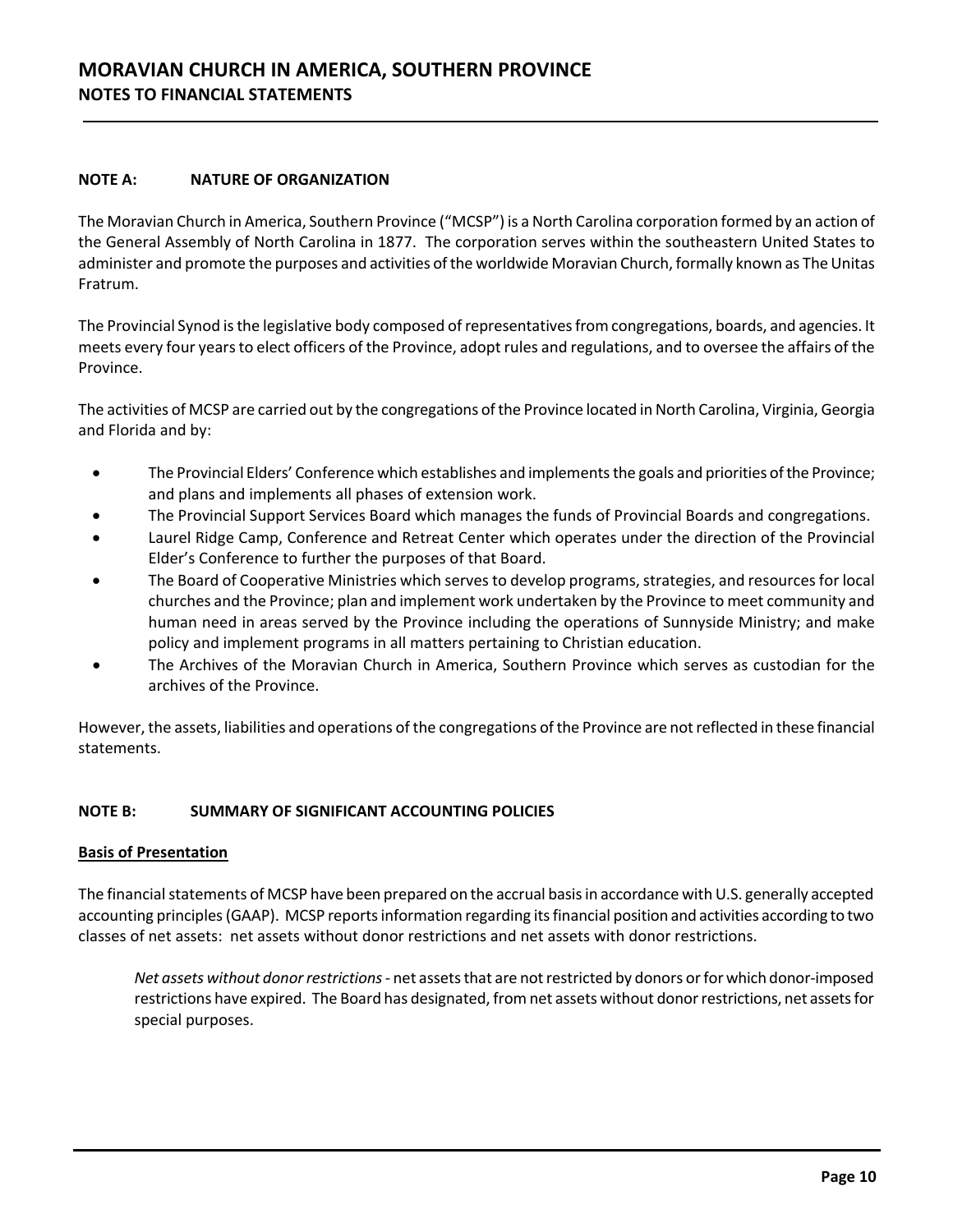# MORAVIAN CHURCH IN AMERICA, SOUTHERN PROVINCE
## NOTES TO FINANCIAL STATEMENTS

### NOTE A: NATURE OF ORGANIZATION

The Moravian Church in America, Southern Province ("MCSP") is a North Carolina corporation formed by an action of the General Assembly of North Carolina in 1877. The corporation serves within the southeastern United States to administer and promote the purposes and activities of the worldwide Moravian Church, formally known as The Unitas Fratrum.

The Provincial Synod is the legislative body composed of representatives from congregations, boards, and agencies. It meets every four years to elect officers of the Province, adopt rules and regulations, and to oversee the affairs of the Province.

The activities of MCSP are carried out by the congregations of the Province located in North Carolina, Virginia, Georgia and Florida and by:

- The Provincial Elders' Conference which establishes and implements the goals and priorities of the Province; and plans and implements all phases of extension work.
- The Provincial Support Services Board which manages the funds of Provincial Boards and congregations.
- Laurel Ridge Camp, Conference and Retreat Center which operates under the direction of the Provincial Elder's Conference to further the purposes of that Board.
- The Board of Cooperative Ministries which serves to develop programs, strategies, and resources for local churches and the Province; plan and implement work undertaken by the Province to meet community and human need in areas served by the Province including the operations of Sunnyside Ministry; and make policy and implement programs in all matters pertaining to Christian education.
- The Archives of the Moravian Church in America, Southern Province which serves as custodian for the archives of the Province.

However, the assets, liabilities and operations of the congregations of the Province are not reflected in these financial statements.

### NOTE B: SUMMARY OF SIGNIFICANT ACCOUNTING POLICIES

**Basis of Presentation**

The financial statements of MCSP have been prepared on the accrual basis in accordance with U.S. generally accepted accounting principles (GAAP). MCSP reports information regarding its financial position and activities according to two classes of net assets: net assets without donor restrictions and net assets with donor restrictions.

*Net assets without donor restrictions* - net assets that are not restricted by donors or for which donor-imposed restrictions have expired. The Board has designated, from net assets without donor restrictions, net assets for special purposes.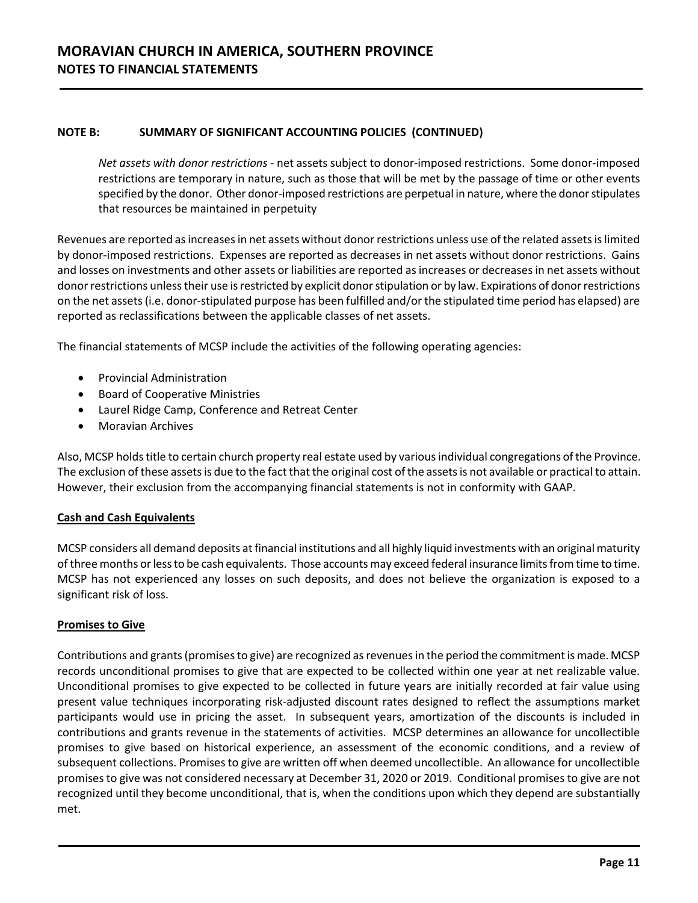## NOTE B: SUMMARY OF SIGNIFICANT ACCOUNTING POLICIES (CONTINUED)

*Net assets with donor restrictions* - net assets subject to donor-imposed restrictions. Some donor-imposed restrictions are temporary in nature, such as those that will be met by the passage of time or other events specified by the donor. Other donor-imposed restrictions are perpetual in nature, where the donor stipulates that resources be maintained in perpetuity

Revenues are reported as increases in net assets without donor restrictions unless use of the related assets is limited by donor-imposed restrictions. Expenses are reported as decreases in net assets without donor restrictions. Gains and losses on investments and other assets or liabilities are reported as increases or decreases in net assets without donor restrictions unless their use is restricted by explicit donor stipulation or by law. Expirations of donor restrictions on the net assets (i.e. donor-stipulated purpose has been fulfilled and/or the stipulated time period has elapsed) are reported as reclassifications between the applicable classes of net assets.

The financial statements of MCSP include the activities of the following operating agencies:

- Provincial Administration
- Board of Cooperative Ministries
- Laurel Ridge Camp, Conference and Retreat Center
- Moravian Archives

Also, MCSP holds title to certain church property real estate used by various individual congregations of the Province. The exclusion of these assets is due to the fact that the original cost of the assets is not available or practical to attain. However, their exclusion from the accompanying financial statements is not in conformity with GAAP.

### Cash and Cash Equivalents

MCSP considers all demand deposits at financial institutions and all highly liquid investments with an original maturity of three months or less to be cash equivalents. Those accounts may exceed federal insurance limits from time to time. MCSP has not experienced any losses on such deposits, and does not believe the organization is exposed to a significant risk of loss.

### Promises to Give

Contributions and grants (promises to give) are recognized as revenues in the period the commitment is made. MCSP records unconditional promises to give that are expected to be collected within one year at net realizable value. Unconditional promises to give expected to be collected in future years are initially recorded at fair value using present value techniques incorporating risk-adjusted discount rates designed to reflect the assumptions market participants would use in pricing the asset. In subsequent years, amortization of the discounts is included in contributions and grants revenue in the statements of activities. MCSP determines an allowance for uncollectible promises to give based on historical experience, an assessment of the economic conditions, and a review of subsequent collections. Promises to give are written off when deemed uncollectible. An allowance for uncollectible promises to give was not considered necessary at December 31, 2020 or 2019. Conditional promises to give are not recognized until they become unconditional, that is, when the conditions upon which they depend are substantially met.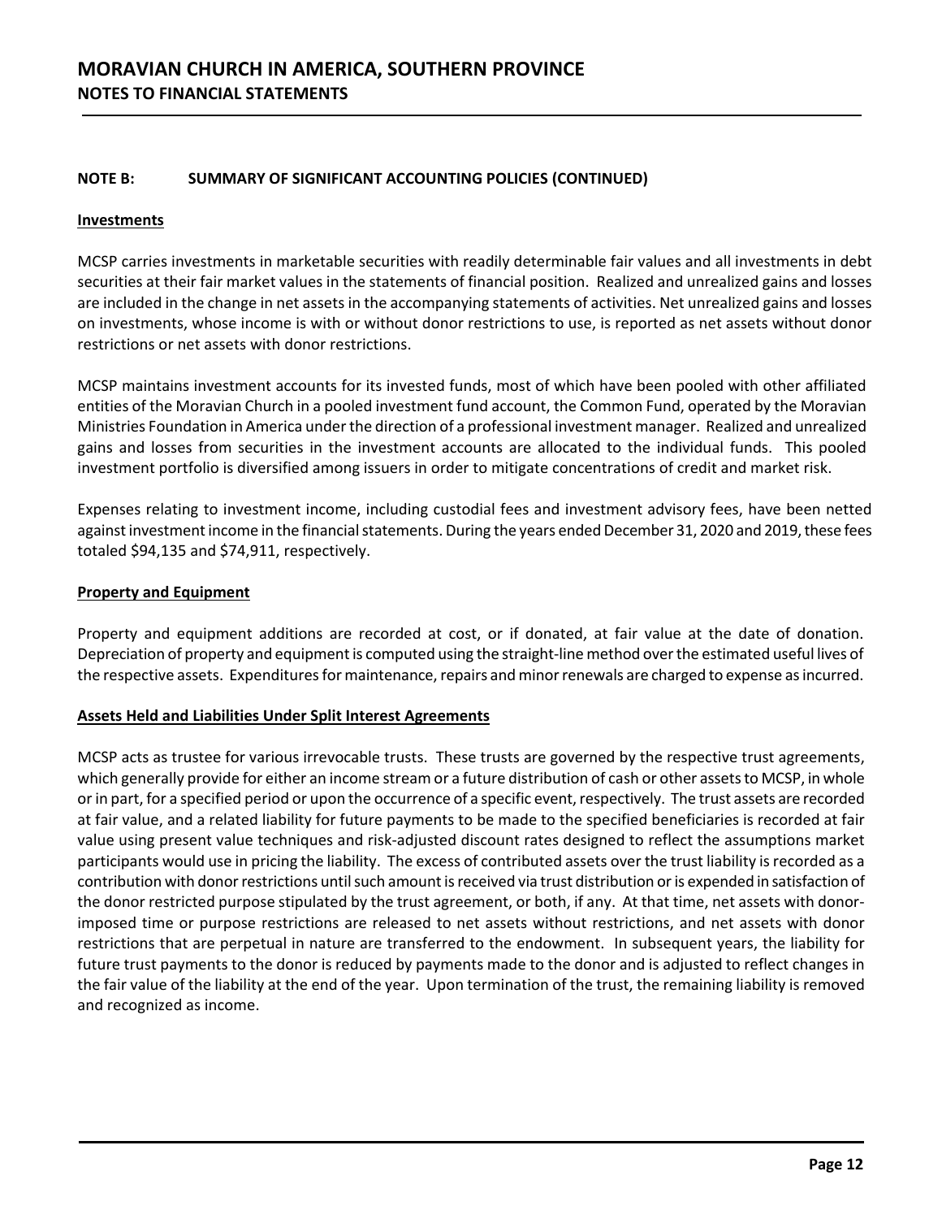# MORAVIAN CHURCH IN AMERICA, SOUTHERN PROVINCE
## NOTES TO FINANCIAL STATEMENTS

**NOTE B: SUMMARY OF SIGNIFICANT ACCOUNTING POLICIES (CONTINUED)**

**Investments**

MCSP carries investments in marketable securities with readily determinable fair values and all investments in debt securities at their fair market values in the statements of financial position. Realized and unrealized gains and losses are included in the change in net assets in the accompanying statements of activities. Net unrealized gains and losses on investments, whose income is with or without donor restrictions to use, is reported as net assets without donor restrictions or net assets with donor restrictions.

MCSP maintains investment accounts for its invested funds, most of which have been pooled with other affiliated entities of the Moravian Church in a pooled investment fund account, the Common Fund, operated by the Moravian Ministries Foundation in America under the direction of a professional investment manager. Realized and unrealized gains and losses from securities in the investment accounts are allocated to the individual funds. This pooled investment portfolio is diversified among issuers in order to mitigate concentrations of credit and market risk.

Expenses relating to investment income, including custodial fees and investment advisory fees, have been netted against investment income in the financial statements. During the years ended December 31, 2020 and 2019, these fees totaled $94,135 and $74,911, respectively.

**Property and Equipment**

Property and equipment additions are recorded at cost, or if donated, at fair value at the date of donation. Depreciation of property and equipment is computed using the straight-line method over the estimated useful lives of the respective assets. Expenditures for maintenance, repairs and minor renewals are charged to expense as incurred.

**Assets Held and Liabilities Under Split Interest Agreements**

MCSP acts as trustee for various irrevocable trusts. These trusts are governed by the respective trust agreements, which generally provide for either an income stream or a future distribution of cash or other assets to MCSP, in whole or in part, for a specified period or upon the occurrence of a specific event, respectively. The trust assets are recorded at fair value, and a related liability for future payments to be made to the specified beneficiaries is recorded at fair value using present value techniques and risk-adjusted discount rates designed to reflect the assumptions market participants would use in pricing the liability. The excess of contributed assets over the trust liability is recorded as a contribution with donor restrictions until such amount is received via trust distribution or is expended in satisfaction of the donor restricted purpose stipulated by the trust agreement, or both, if any. At that time, net assets with donor-imposed time or purpose restrictions are released to net assets without restrictions, and net assets with donor restrictions that are perpetual in nature are transferred to the endowment. In subsequent years, the liability for future trust payments to the donor is reduced by payments made to the donor and is adjusted to reflect changes in the fair value of the liability at the end of the year. Upon termination of the trust, the remaining liability is removed and recognized as income.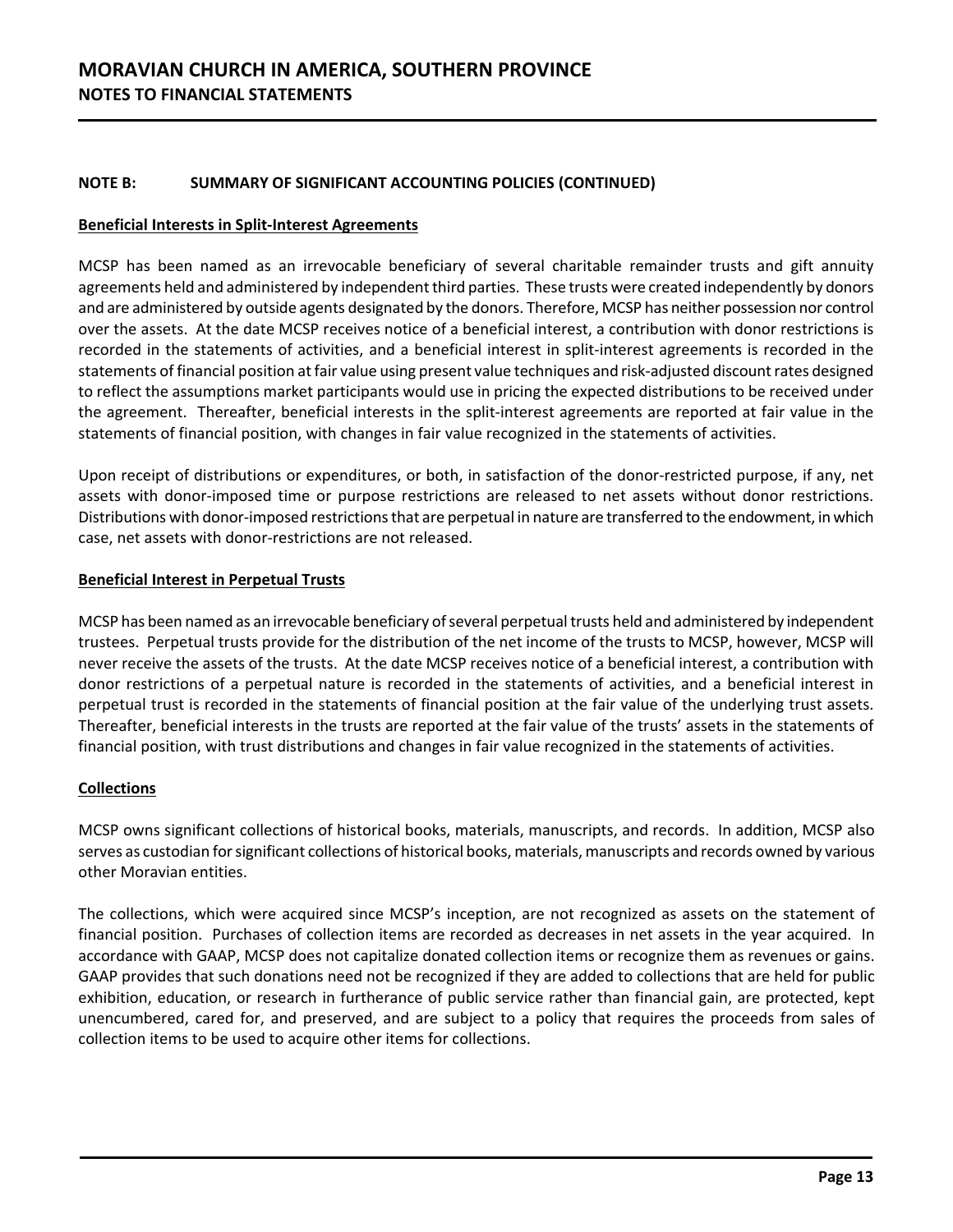## NOTE B: SUMMARY OF SIGNIFICANT ACCOUNTING POLICIES (CONTINUED)

### Beneficial Interests in Split-Interest Agreements

MCSP has been named as an irrevocable beneficiary of several charitable remainder trusts and gift annuity agreements held and administered by independent third parties. These trusts were created independently by donors and are administered by outside agents designated by the donors. Therefore, MCSP has neither possession nor control over the assets. At the date MCSP receives notice of a beneficial interest, a contribution with donor restrictions is recorded in the statements of activities, and a beneficial interest in split-interest agreements is recorded in the statements of financial position at fair value using present value techniques and risk-adjusted discount rates designed to reflect the assumptions market participants would use in pricing the expected distributions to be received under the agreement. Thereafter, beneficial interests in the split-interest agreements are reported at fair value in the statements of financial position, with changes in fair value recognized in the statements of activities.

Upon receipt of distributions or expenditures, or both, in satisfaction of the donor-restricted purpose, if any, net assets with donor-imposed time or purpose restrictions are released to net assets without donor restrictions. Distributions with donor-imposed restrictions that are perpetual in nature are transferred to the endowment, in which case, net assets with donor-restrictions are not released.

### Beneficial Interest in Perpetual Trusts

MCSP has been named as an irrevocable beneficiary of several perpetual trusts held and administered by independent trustees. Perpetual trusts provide for the distribution of the net income of the trusts to MCSP, however, MCSP will never receive the assets of the trusts. At the date MCSP receives notice of a beneficial interest, a contribution with donor restrictions of a perpetual nature is recorded in the statements of activities, and a beneficial interest in perpetual trust is recorded in the statements of financial position at the fair value of the underlying trust assets. Thereafter, beneficial interests in the trusts are reported at the fair value of the trusts' assets in the statements of financial position, with trust distributions and changes in fair value recognized in the statements of activities.

### Collections

MCSP owns significant collections of historical books, materials, manuscripts, and records. In addition, MCSP also serves as custodian for significant collections of historical books, materials, manuscripts and records owned by various other Moravian entities.

The collections, which were acquired since MCSP's inception, are not recognized as assets on the statement of financial position. Purchases of collection items are recorded as decreases in net assets in the year acquired. In accordance with GAAP, MCSP does not capitalize donated collection items or recognize them as revenues or gains. GAAP provides that such donations need not be recognized if they are added to collections that are held for public exhibition, education, or research in furtherance of public service rather than financial gain, are protected, kept unencumbered, cared for, and preserved, and are subject to a policy that requires the proceeds from sales of collection items to be used to acquire other items for collections.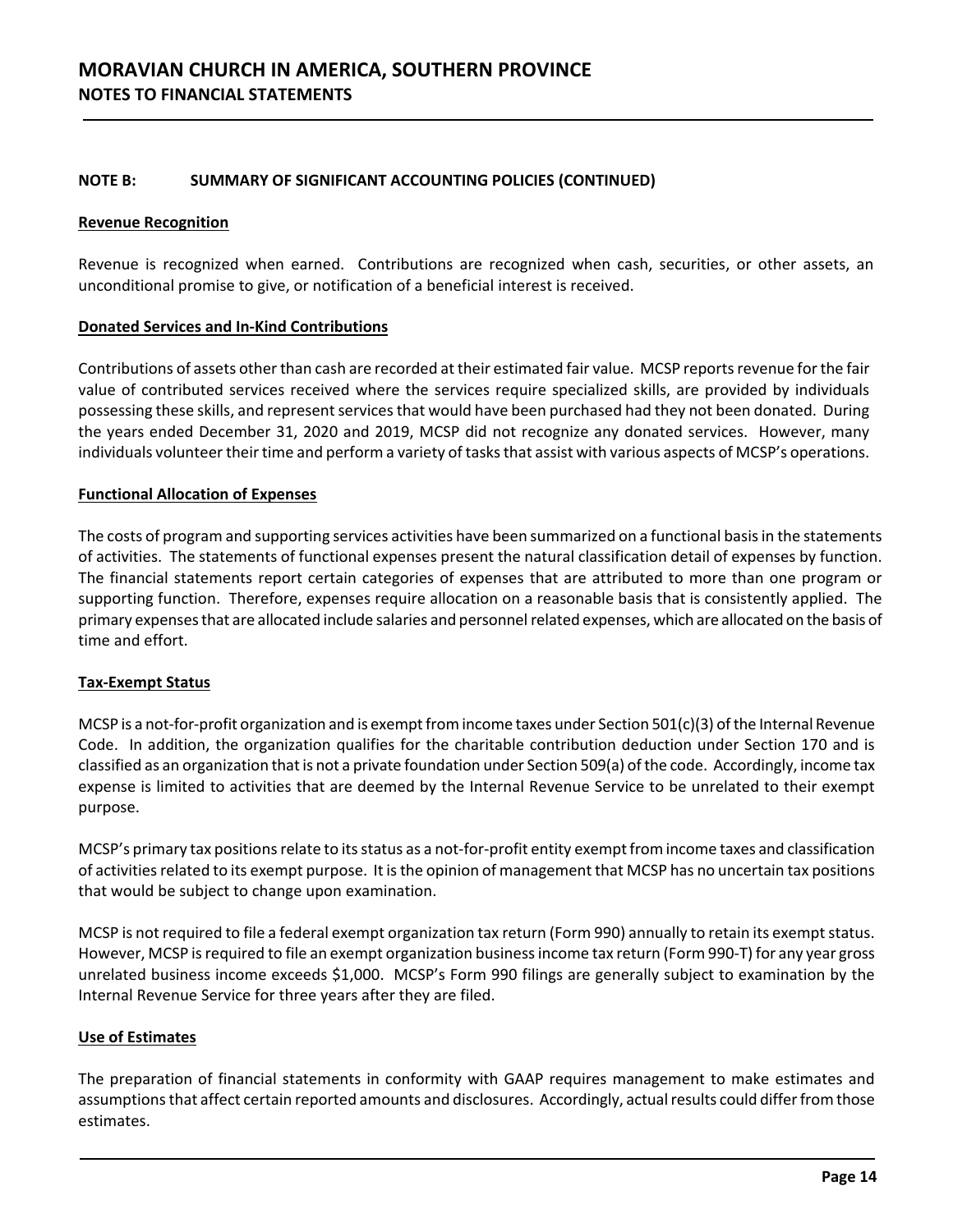# MORAVIAN CHURCH IN AMERICA, SOUTHERN PROVINCE
## NOTES TO FINANCIAL STATEMENTS

### NOTE B: SUMMARY OF SIGNIFICANT ACCOUNTING POLICIES (CONTINUED)

**Revenue Recognition**

Revenue is recognized when earned. Contributions are recognized when cash, securities, or other assets, an unconditional promise to give, or notification of a beneficial interest is received.

**Donated Services and In-Kind Contributions**

Contributions of assets other than cash are recorded at their estimated fair value. MCSP reports revenue for the fair value of contributed services received where the services require specialized skills, are provided by individuals possessing these skills, and represent services that would have been purchased had they not been donated. During the years ended December 31, 2020 and 2019, MCSP did not recognize any donated services. However, many individuals volunteer their time and perform a variety of tasks that assist with various aspects of MCSP's operations.

**Functional Allocation of Expenses**

The costs of program and supporting services activities have been summarized on a functional basis in the statements of activities. The statements of functional expenses present the natural classification detail of expenses by function. The financial statements report certain categories of expenses that are attributed to more than one program or supporting function. Therefore, expenses require allocation on a reasonable basis that is consistently applied. The primary expenses that are allocated include salaries and personnel related expenses, which are allocated on the basis of time and effort.

**Tax-Exempt Status**

MCSP is a not-for-profit organization and is exempt from income taxes under Section 501(c)(3) of the Internal Revenue Code. In addition, the organization qualifies for the charitable contribution deduction under Section 170 and is classified as an organization that is not a private foundation under Section 509(a) of the code. Accordingly, income tax expense is limited to activities that are deemed by the Internal Revenue Service to be unrelated to their exempt purpose.

MCSP's primary tax positions relate to its status as a not-for-profit entity exempt from income taxes and classification of activities related to its exempt purpose. It is the opinion of management that MCSP has no uncertain tax positions that would be subject to change upon examination.

MCSP is not required to file a federal exempt organization tax return (Form 990) annually to retain its exempt status. However, MCSP is required to file an exempt organization business income tax return (Form 990-T) for any year gross unrelated business income exceeds $1,000. MCSP's Form 990 filings are generally subject to examination by the Internal Revenue Service for three years after they are filed.

**Use of Estimates**

The preparation of financial statements in conformity with GAAP requires management to make estimates and assumptions that affect certain reported amounts and disclosures. Accordingly, actual results could differ from those estimates.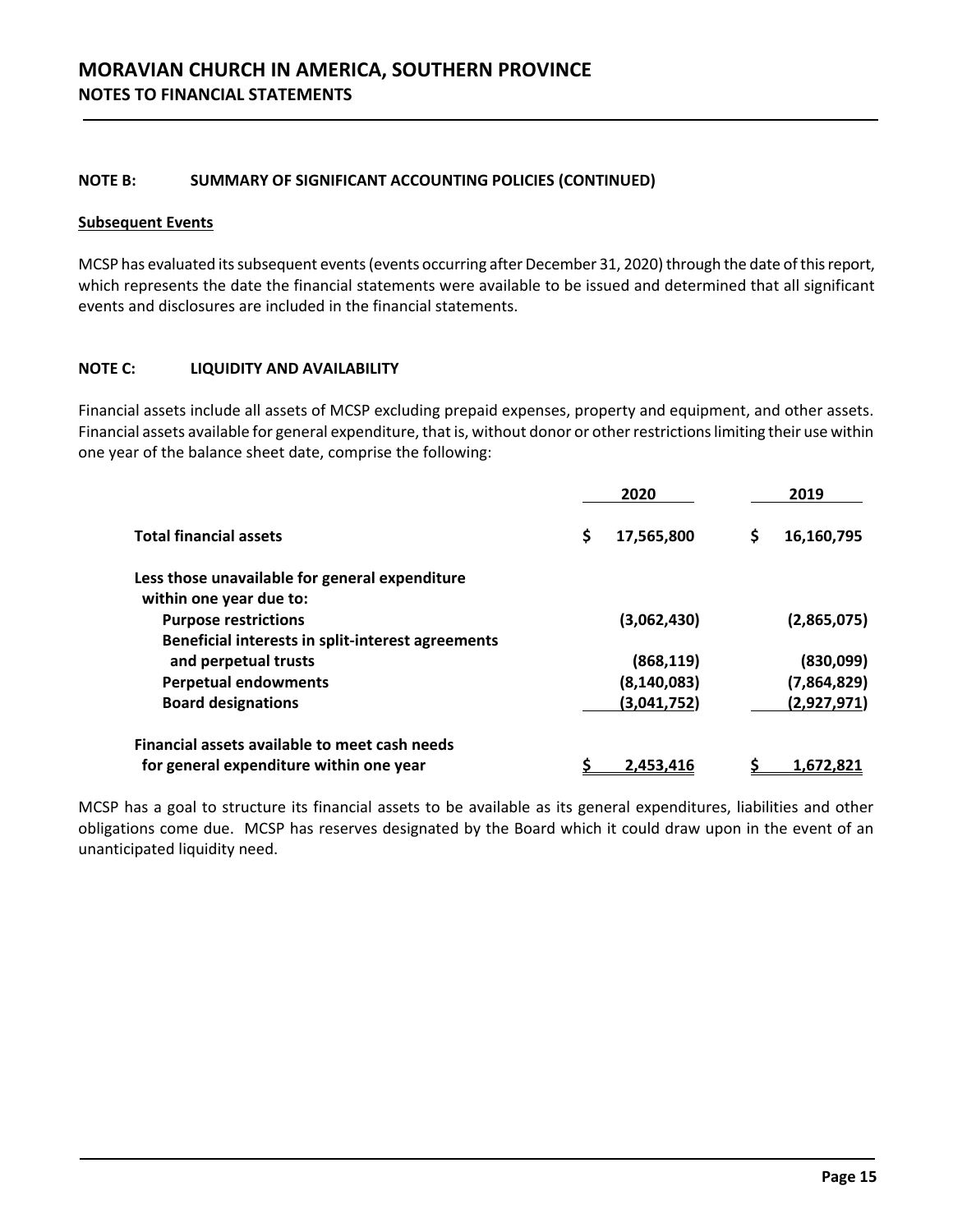## NOTE B: SUMMARY OF SIGNIFICANT ACCOUNTING POLICIES (CONTINUED)

### Subsequent Events

MCSP has evaluated its subsequent events (events occurring after December 31, 2020) through the date of this report, which represents the date the financial statements were available to be issued and determined that all significant events and disclosures are included in the financial statements.

## NOTE C: LIQUIDITY AND AVAILABILITY

Financial assets include all assets of MCSP excluding prepaid expenses, property and equipment, and other assets. Financial assets available for general expenditure, that is, without donor or other restrictions limiting their use within one year of the balance sheet date, comprise the following:

| | 2020 | 2019 |
|---|---|---|
| **Total financial assets** | **$ 17,565,800** | **$ 16,160,795** |
| **Less those unavailable for general expenditure within one year due to:** | | |
| **Purpose restrictions** | **(3,062,430)** | **(2,865,075)** |
| **Beneficial interests in split-interest agreements and perpetual trusts** | **(868,119)** | **(830,099)** |
| **Perpetual endowments** | **(8,140,083)** | **(7,864,829)** |
| **Board designations** | **(3,041,752)** | **(2,927,971)** |
| **Financial assets available to meet cash needs for general expenditure within one year** | **$ 2,453,416** | **$ 1,672,821** |

MCSP has a goal to structure its financial assets to be available as its general expenditures, liabilities and other obligations come due. MCSP has reserves designated by the Board which it could draw upon in the event of an unanticipated liquidity need.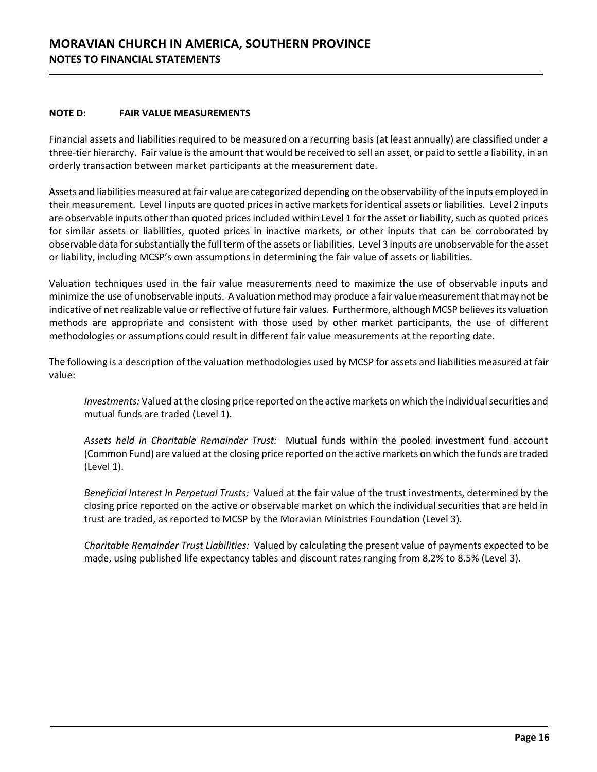## NOTE D: FAIR VALUE MEASUREMENTS

Financial assets and liabilities required to be measured on a recurring basis (at least annually) are classified under a three-tier hierarchy. Fair value is the amount that would be received to sell an asset, or paid to settle a liability, in an orderly transaction between market participants at the measurement date.

Assets and liabilities measured at fair value are categorized depending on the observability of the inputs employed in their measurement. Level I inputs are quoted prices in active markets for identical assets or liabilities. Level 2 inputs are observable inputs other than quoted prices included within Level 1 for the asset or liability, such as quoted prices for similar assets or liabilities, quoted prices in inactive markets, or other inputs that can be corroborated by observable data for substantially the full term of the assets or liabilities. Level 3 inputs are unobservable for the asset or liability, including MCSP's own assumptions in determining the fair value of assets or liabilities.

Valuation techniques used in the fair value measurements need to maximize the use of observable inputs and minimize the use of unobservable inputs. A valuation method may produce a fair value measurement that may not be indicative of net realizable value or reflective of future fair values. Furthermore, although MCSP believes its valuation methods are appropriate and consistent with those used by other market participants, the use of different methodologies or assumptions could result in different fair value measurements at the reporting date.

The following is a description of the valuation methodologies used by MCSP for assets and liabilities measured at fair value:

*Investments:* Valued at the closing price reported on the active markets on which the individual securities and mutual funds are traded (Level 1).

*Assets held in Charitable Remainder Trust:* Mutual funds within the pooled investment fund account (Common Fund) are valued at the closing price reported on the active markets on which the funds are traded (Level 1).

*Beneficial Interest In Perpetual Trusts:* Valued at the fair value of the trust investments, determined by the closing price reported on the active or observable market on which the individual securities that are held in trust are traded, as reported to MCSP by the Moravian Ministries Foundation (Level 3).

*Charitable Remainder Trust Liabilities:* Valued by calculating the present value of payments expected to be made, using published life expectancy tables and discount rates ranging from 8.2% to 8.5% (Level 3).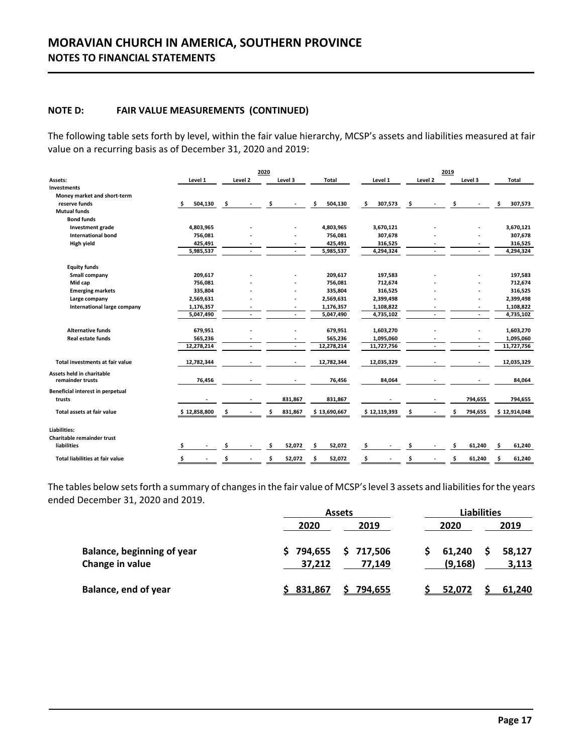# MORAVIAN CHURCH IN AMERICA, SOUTHERN PROVINCE
## NOTES TO FINANCIAL STATEMENTS

### NOTE D: FAIR VALUE MEASUREMENTS (CONTINUED)

The following table sets forth by level, within the fair value hierarchy, MCSP's assets and liabilities measured at fair value on a recurring basis as of December 31, 2020 and 2019:

| | 2020 | | | | 2019 | | | |
|---|---|---|---|---|---|---|---|---|
| **Assets:** | **Level 1** | **Level 2** | **Level 3** | **Total** | **Level 1** | **Level 2** | **Level 3** | **Total** |
| **Investments** | | | | | | | | |
| Money market and short-term reserve funds | $ 504,130 | $ - | $ - | $ 504,130 | $ 307,573 | $ - | $ - | $ 307,573 |
| **Mutual funds** | | | | | | | | |
| **Bond funds** | | | | | | | | |
| Investment grade | 4,803,965 | - | - | 4,803,965 | 3,670,121 | - | - | 3,670,121 |
| International bond | 756,081 | - | - | 756,081 | 307,678 | - | - | 307,678 |
| High yield | 425,491 | - | - | 425,491 | 316,525 | - | - | 316,525 |
| | 5,985,537 | - | - | 5,985,537 | 4,294,324 | - | - | 4,294,324 |
| **Equity funds** | | | | | | | | |
| Small company | 209,617 | - | - | 209,617 | 197,583 | - | - | 197,583 |
| Mid cap | 756,081 | - | - | 756,081 | 712,674 | - | - | 712,674 |
| Emerging markets | 335,804 | - | - | 335,804 | 316,525 | - | - | 316,525 |
| Large company | 2,569,631 | - | - | 2,569,631 | 2,399,498 | - | - | 2,399,498 |
| International large company | 1,176,357 | - | - | 1,176,357 | 1,108,822 | - | - | 1,108,822 |
| | 5,047,490 | - | - | 5,047,490 | 4,735,102 | - | - | 4,735,102 |
| Alternative funds | 679,951 | - | - | 679,951 | 1,603,270 | - | - | 1,603,270 |
| Real estate funds | 565,236 | - | - | 565,236 | 1,095,060 | - | - | 1,095,060 |
| | 12,278,214 | - | - | 12,278,214 | 11,727,756 | - | - | 11,727,756 |
| **Total investments at fair value** | 12,782,344 | - | - | 12,782,344 | 12,035,329 | - | - | 12,035,329 |
| **Assets held in charitable remainder trusts** | 76,456 | - | - | 76,456 | 84,064 | - | - | 84,064 |
| **Beneficial interest in perpetual trusts** | - | - | 831,867 | 831,867 | - | - | 794,655 | 794,655 |
| **Total assets at fair value** | $ 12,858,800 | $ - | $ 831,867 | $ 13,690,667 | $ 12,119,393 | $ - | $ 794,655 | $ 12,914,048 |
| **Liabilities:** | | | | | | | | |
| Charitable remainder trust liabilities | $ - | $ - | $ 52,072 | $ 52,072 | $ - | $ - | $ 61,240 | $ 61,240 |
| **Total liabilities at fair value** | $ - | $ - | $ 52,072 | $ 52,072 | $ - | $ - | $ 61,240 | $ 61,240 |

The tables below sets forth a summary of changes in the fair value of MCSP's level 3 assets and liabilities for the years ended December 31, 2020 and 2019.

| | Assets | | Liabilities | |
|---|---|---|---|---|
| | **2020** | **2019** | **2020** | **2019** |
| **Balance, beginning of year** | $ 794,655 | $ 717,506 | $ 61,240 | $ 58,127 |
| **Change in value** | 37,212 | 77,149 | (9,168) | 3,113 |
| **Balance, end of year** | $ 831,867 | $ 794,655 | $ 52,072 | $ 61,240 |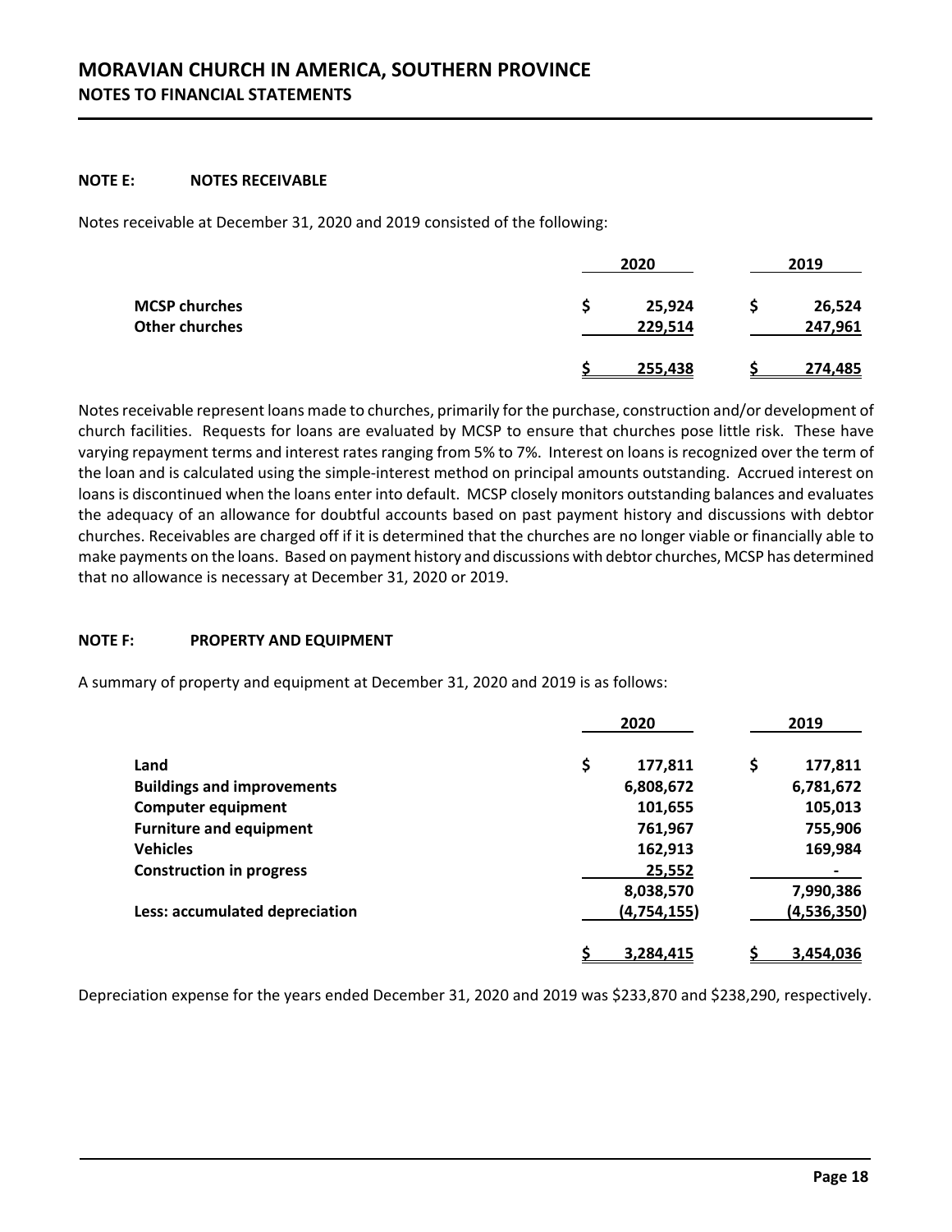**NOTE E: NOTES RECEIVABLE**

Notes receivable at December 31, 2020 and 2019 consisted of the following:

| | 2020 | 2019 |
|---|---|---|
| **MCSP churches** | $ 25,924 | $ 26,524 |
| **Other churches** | 229,514 | 247,961 |
| | $ 255,438 | $ 274,485 |

Notes receivable represent loans made to churches, primarily for the purchase, construction and/or development of church facilities. Requests for loans are evaluated by MCSP to ensure that churches pose little risk. These have varying repayment terms and interest rates ranging from 5% to 7%. Interest on loans is recognized over the term of the loan and is calculated using the simple-interest method on principal amounts outstanding. Accrued interest on loans is discontinued when the loans enter into default. MCSP closely monitors outstanding balances and evaluates the adequacy of an allowance for doubtful accounts based on past payment history and discussions with debtor churches. Receivables are charged off if it is determined that the churches are no longer viable or financially able to make payments on the loans. Based on payment history and discussions with debtor churches, MCSP has determined that no allowance is necessary at December 31, 2020 or 2019.

**NOTE F: PROPERTY AND EQUIPMENT**

A summary of property and equipment at December 31, 2020 and 2019 is as follows:

| | 2020 | 2019 |
|---|---|---|
| **Land** | $ 177,811 | $ 177,811 |
| **Buildings and improvements** | 6,808,672 | 6,781,672 |
| **Computer equipment** | 101,655 | 105,013 |
| **Furniture and equipment** | 761,967 | 755,906 |
| **Vehicles** | 162,913 | 169,984 |
| **Construction in progress** | 25,552 | - |
| | 8,038,570 | 7,990,386 |
| **Less: accumulated depreciation** | (4,754,155) | (4,536,350) |
| | $ 3,284,415 | $ 3,454,036 |

Depreciation expense for the years ended December 31, 2020 and 2019 was $233,870 and $238,290, respectively.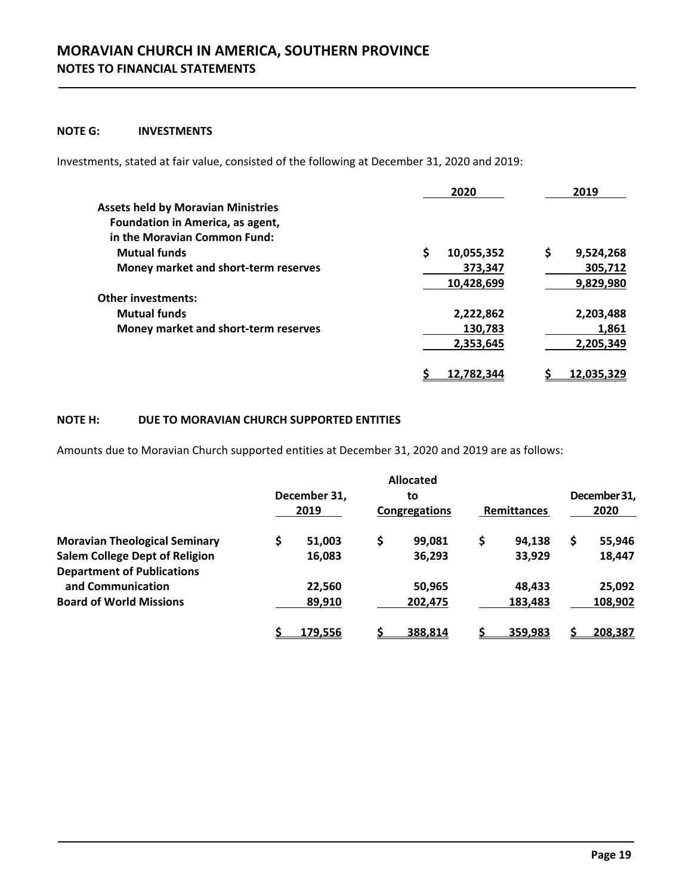**NOTE G: INVESTMENTS**

Investments, stated at fair value, consisted of the following at December 31, 2020 and 2019:

| | 2020 | 2019 |
|---|---|---|
| **Assets held by Moravian Ministries Foundation in America, as agent, in the Moravian Common Fund:** | | |
| **Mutual funds** | $ 10,055,352 | $ 9,524,268 |
| **Money market and short-term reserves** | 373,347 | 305,712 |
| | 10,428,699 | 9,829,980 |
| **Other investments:** | | |
| **Mutual funds** | 2,222,862 | 2,203,488 |
| **Money market and short-term reserves** | 130,783 | 1,861 |
| | 2,353,645 | 2,205,349 |
| | $ 12,782,344 | $ 12,035,329 |

**NOTE H: DUE TO MORAVIAN CHURCH SUPPORTED ENTITIES**

Amounts due to Moravian Church supported entities at December 31, 2020 and 2019 are as follows:

| | December 31, 2019 | Allocated to Congregations | Remittances | December 31, 2020 |
|---|---|---|---|---|
| **Moravian Theological Seminary** | $ 51,003 | $ 99,081 | $ 94,138 | $ 55,946 |
| **Salem College Dept of Religion** | 16,083 | 36,293 | 33,929 | 18,447 |
| **Department of Publications and Communication** | 22,560 | 50,965 | 48,433 | 25,092 |
| **Board of World Missions** | 89,910 | 202,475 | 183,483 | 108,902 |
| | $ 179,556 | $ 388,814 | $ 359,983 | $ 208,387 |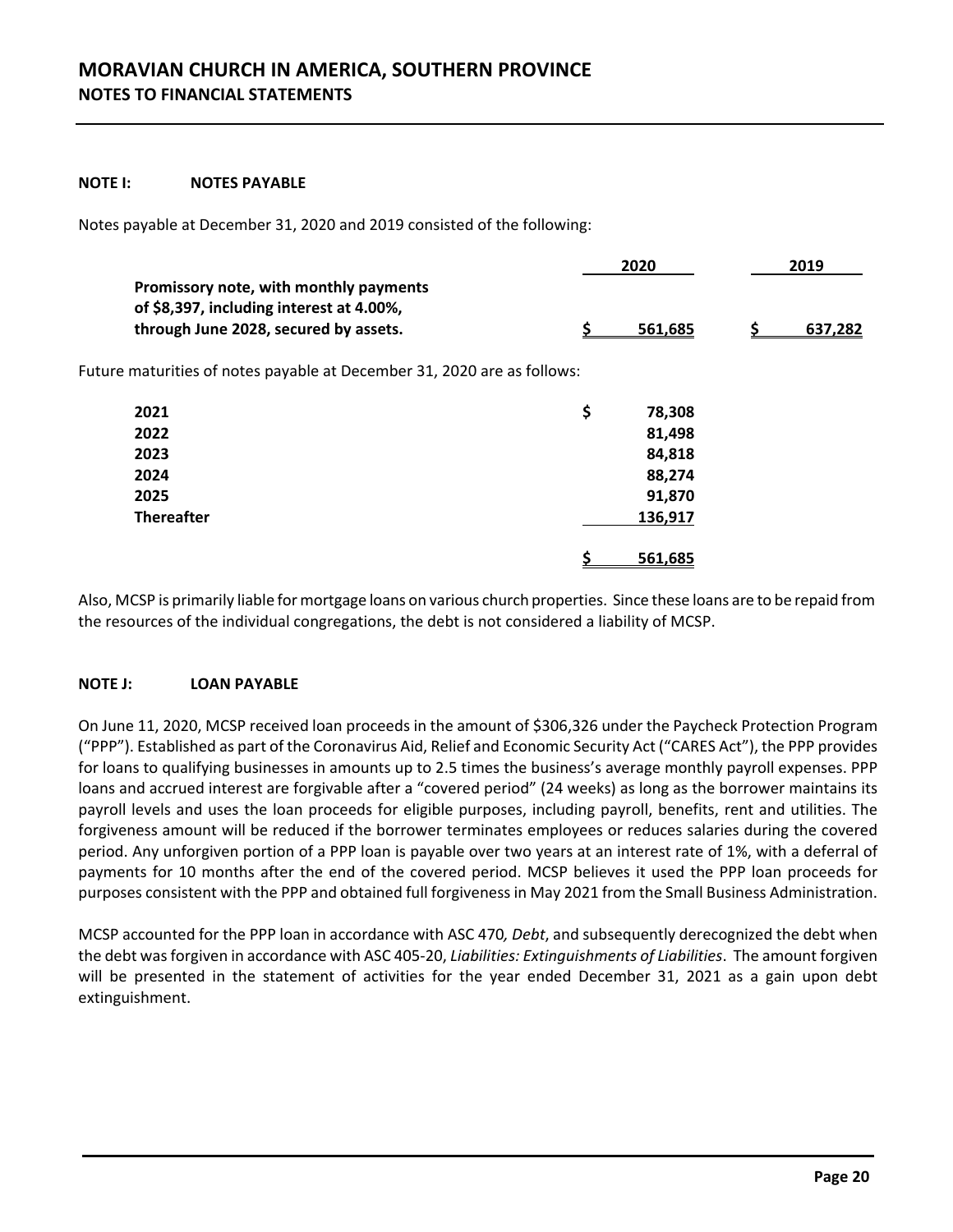# MORAVIAN CHURCH IN AMERICA, SOUTHERN PROVINCE
## NOTES TO FINANCIAL STATEMENTS

**NOTE I: NOTES PAYABLE**

Notes payable at December 31, 2020 and 2019 consisted of the following:

| | 2020 | 2019 |
|---|---|---|
| **Promissory note, with monthly payments of $8,397, including interest at 4.00%, through June 2028, secured by assets.** | **$ 561,685** | **$ 637,282** |

Future maturities of notes payable at December 31, 2020 are as follows:

| | |
|---|---|
| **2021** | **$ 78,308** |
| **2022** | **81,498** |
| **2023** | **84,818** |
| **2024** | **88,274** |
| **2025** | **91,870** |
| **Thereafter** | **136,917** |
| | **$ 561,685** |

Also, MCSP is primarily liable for mortgage loans on various church properties. Since these loans are to be repaid from the resources of the individual congregations, the debt is not considered a liability of MCSP.

**NOTE J: LOAN PAYABLE**

On June 11, 2020, MCSP received loan proceeds in the amount of $306,326 under the Paycheck Protection Program ("PPP"). Established as part of the Coronavirus Aid, Relief and Economic Security Act ("CARES Act"), the PPP provides for loans to qualifying businesses in amounts up to 2.5 times the business's average monthly payroll expenses. PPP loans and accrued interest are forgivable after a "covered period" (24 weeks) as long as the borrower maintains its payroll levels and uses the loan proceeds for eligible purposes, including payroll, benefits, rent and utilities. The forgiveness amount will be reduced if the borrower terminates employees or reduces salaries during the covered period. Any unforgiven portion of a PPP loan is payable over two years at an interest rate of 1%, with a deferral of payments for 10 months after the end of the covered period. MCSP believes it used the PPP loan proceeds for purposes consistent with the PPP and obtained full forgiveness in May 2021 from the Small Business Administration.

MCSP accounted for the PPP loan in accordance with ASC 470*, Debt*, and subsequently derecognized the debt when the debt was forgiven in accordance with ASC 405-20, *Liabilities: Extinguishments of Liabilities*. The amount forgiven will be presented in the statement of activities for the year ended December 31, 2021 as a gain upon debt extinguishment.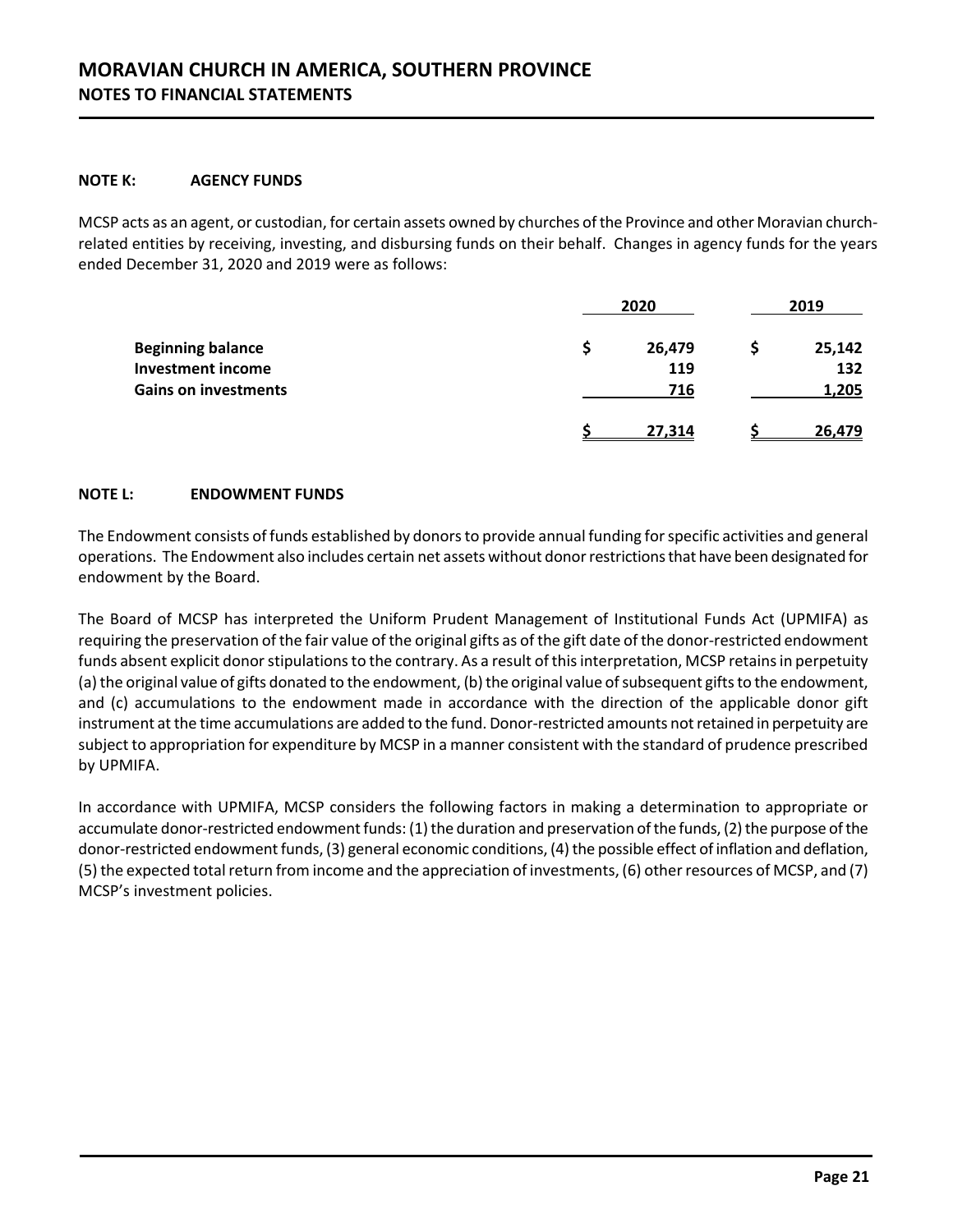### NOTE K: AGENCY FUNDS

MCSP acts as an agent, or custodian, for certain assets owned by churches of the Province and other Moravian church-related entities by receiving, investing, and disbursing funds on their behalf. Changes in agency funds for the years ended December 31, 2020 and 2019 were as follows:

| | 2020 | 2019 |
|---|---|---|
| **Beginning balance** | $ 26,479 | $ 25,142 |
| **Investment income** | 119 | 132 |
| **Gains on investments** | 716 | 1,205 |
| | $ 27,314 | $ 26,479 |

### NOTE L: ENDOWMENT FUNDS

The Endowment consists of funds established by donors to provide annual funding for specific activities and general operations. The Endowment also includes certain net assets without donor restrictions that have been designated for endowment by the Board.

The Board of MCSP has interpreted the Uniform Prudent Management of Institutional Funds Act (UPMIFA) as requiring the preservation of the fair value of the original gifts as of the gift date of the donor-restricted endowment funds absent explicit donor stipulations to the contrary. As a result of this interpretation, MCSP retains in perpetuity (a) the original value of gifts donated to the endowment, (b) the original value of subsequent gifts to the endowment, and (c) accumulations to the endowment made in accordance with the direction of the applicable donor gift instrument at the time accumulations are added to the fund. Donor-restricted amounts not retained in perpetuity are subject to appropriation for expenditure by MCSP in a manner consistent with the standard of prudence prescribed by UPMIFA.

In accordance with UPMIFA, MCSP considers the following factors in making a determination to appropriate or accumulate donor-restricted endowment funds: (1) the duration and preservation of the funds, (2) the purpose of the donor-restricted endowment funds, (3) general economic conditions, (4) the possible effect of inflation and deflation, (5) the expected total return from income and the appreciation of investments, (6) other resources of MCSP, and (7) MCSP's investment policies.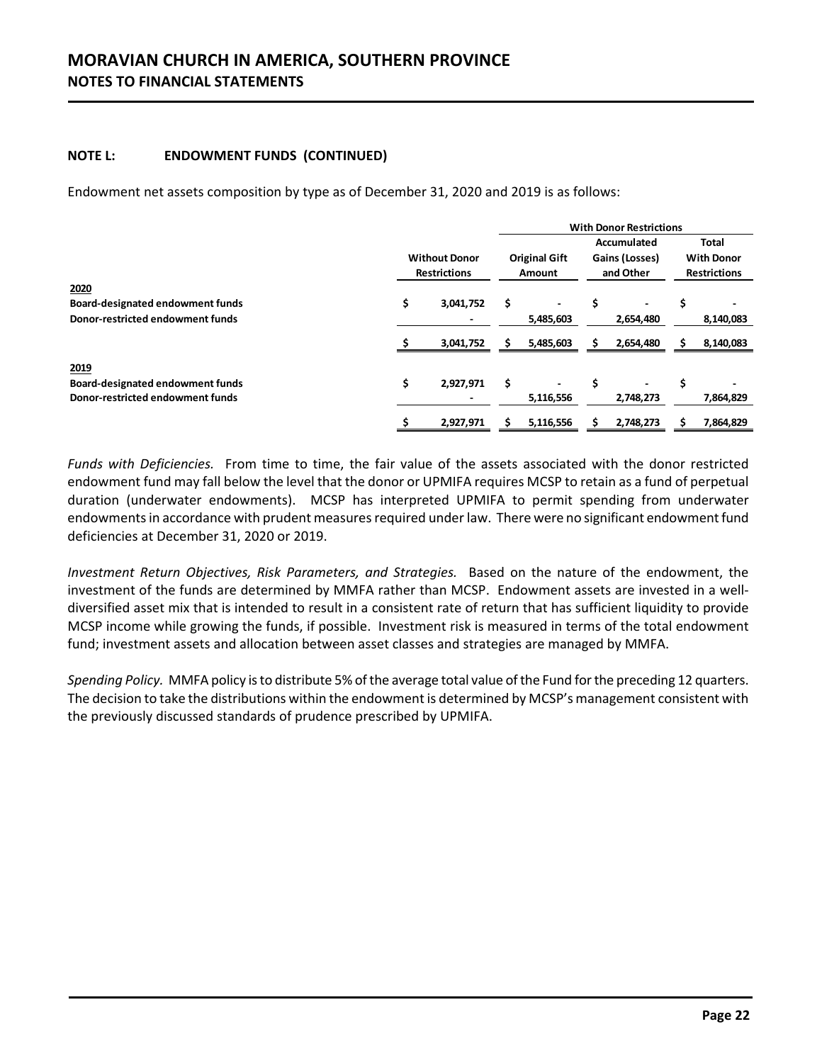## NOTE L: ENDOWMENT FUNDS (CONTINUED)

Endowment net assets composition by type as of December 31, 2020 and 2019 is as follows:

| | Without Donor Restrictions | With Donor Restrictions | | |
|---|---|---|---|---|
| | | Original Gift Amount | Accumulated Gains (Losses) and Other | Total With Donor Restrictions |
| **2020** | | | | |
| **Board-designated endowment funds** | $ 3,041,752 | $ - | $ - | $ - |
| **Donor-restricted endowment funds** | - | 5,485,603 | 2,654,480 | 8,140,083 |
| | $ 3,041,752 | $ 5,485,603 | $ 2,654,480 | $ 8,140,083 |
| **2019** | | | | |
| **Board-designated endowment funds** | $ 2,927,971 | $ - | $ - | $ - |
| **Donor-restricted endowment funds** | - | 5,116,556 | 2,748,273 | 7,864,829 |
| | $ 2,927,971 | $ 5,116,556 | $ 2,748,273 | $ 7,864,829 |

*Funds with Deficiencies.* From time to time, the fair value of the assets associated with the donor restricted endowment fund may fall below the level that the donor or UPMIFA requires MCSP to retain as a fund of perpetual duration (underwater endowments). MCSP has interpreted UPMIFA to permit spending from underwater endowments in accordance with prudent measures required under law. There were no significant endowment fund deficiencies at December 31, 2020 or 2019.

*Investment Return Objectives, Risk Parameters, and Strategies.* Based on the nature of the endowment, the investment of the funds are determined by MMFA rather than MCSP. Endowment assets are invested in a well-diversified asset mix that is intended to result in a consistent rate of return that has sufficient liquidity to provide MCSP income while growing the funds, if possible. Investment risk is measured in terms of the total endowment fund; investment assets and allocation between asset classes and strategies are managed by MMFA.

*Spending Policy.* MMFA policy is to distribute 5% of the average total value of the Fund for the preceding 12 quarters. The decision to take the distributions within the endowment is determined by MCSP's management consistent with the previously discussed standards of prudence prescribed by UPMIFA.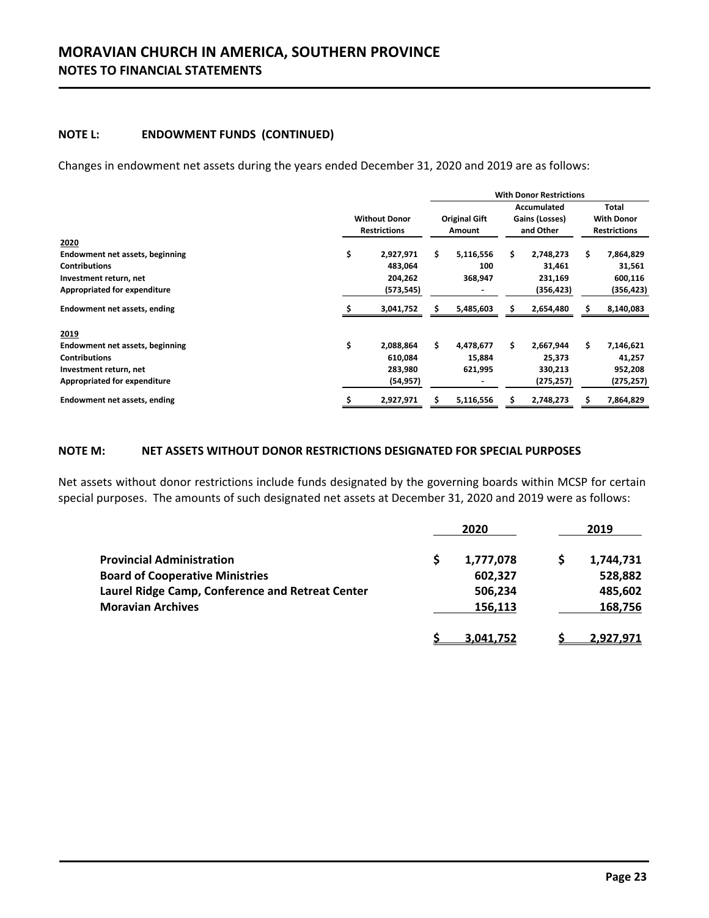### NOTE L: ENDOWMENT FUNDS (CONTINUED)

Changes in endowment net assets during the years ended December 31, 2020 and 2019 are as follows:

| | Without Donor Restrictions | With Donor Restrictions | | |
|---|---|---|---|---|
| | | Original Gift Amount | Accumulated Gains (Losses) and Other | Total With Donor Restrictions |
| **2020** | | | | |
| Endowment net assets, beginning | $ 2,927,971 | $ 5,116,556 | $ 2,748,273 | $ 7,864,829 |
| Contributions | 483,064 | 100 | 31,461 | 31,561 |
| Investment return, net | 204,262 | 368,947 | 231,169 | 600,116 |
| Appropriated for expenditure | (573,545) | - | (356,423) | (356,423) |
| Endowment net assets, ending | $ 3,041,752 | $ 5,485,603 | $ 2,654,480 | $ 8,140,083 |
| **2019** | | | | |
| Endowment net assets, beginning | $ 2,088,864 | $ 4,478,677 | $ 2,667,944 | $ 7,146,621 |
| Contributions | 610,084 | 15,884 | 25,373 | 41,257 |
| Investment return, net | 283,980 | 621,995 | 330,213 | 952,208 |
| Appropriated for expenditure | (54,957) | - | (275,257) | (275,257) |
| Endowment net assets, ending | $ 2,927,971 | $ 5,116,556 | $ 2,748,273 | $ 7,864,829 |

### NOTE M: NET ASSETS WITHOUT DONOR RESTRICTIONS DESIGNATED FOR SPECIAL PURPOSES

Net assets without donor restrictions include funds designated by the governing boards within MCSP for certain special purposes. The amounts of such designated net assets at December 31, 2020 and 2019 were as follows:

| | 2020 | 2019 |
|---|---|---|
| Provincial Administration | $ 1,777,078 | $ 1,744,731 |
| Board of Cooperative Ministries | 602,327 | 528,882 |
| Laurel Ridge Camp, Conference and Retreat Center | 506,234 | 485,602 |
| Moravian Archives | 156,113 | 168,756 |
| | $ 3,041,752 | $ 2,927,971 |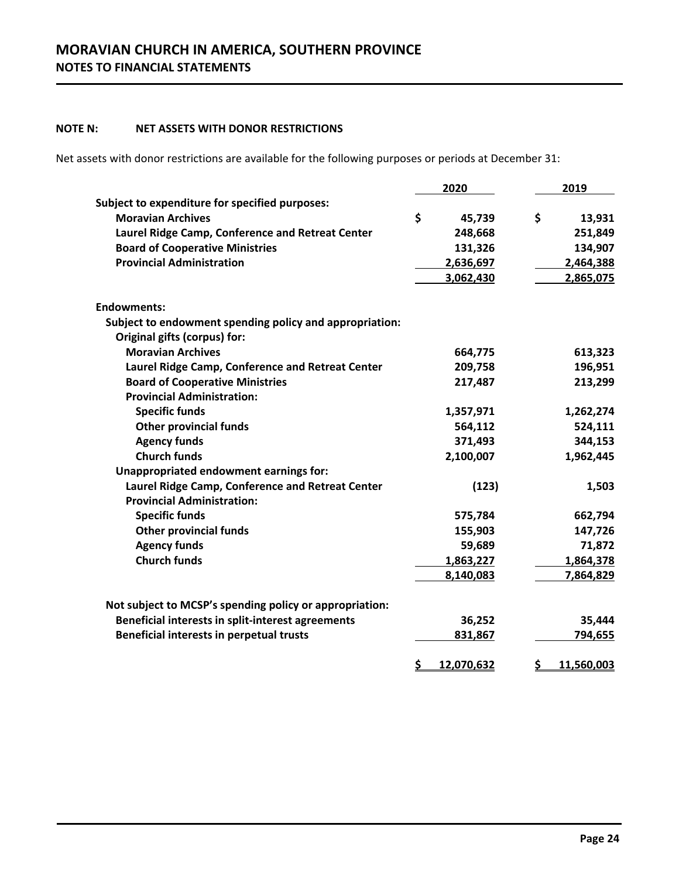## NOTE N: NET ASSETS WITH DONOR RESTRICTIONS

Net assets with donor restrictions are available for the following purposes or periods at December 31:

| | 2020 | 2019 |
|---|---|---|
| **Subject to expenditure for specified purposes:** | | |
| **Moravian Archives** | $ 45,739 | $ 13,931 |
| **Laurel Ridge Camp, Conference and Retreat Center** | 248,668 | 251,849 |
| **Board of Cooperative Ministries** | 131,326 | 134,907 |
| **Provincial Administration** | 2,636,697 | 2,464,388 |
| | 3,062,430 | 2,865,075 |
| **Endowments:** | | |
| **Subject to endowment spending policy and appropriation:** | | |
| **Original gifts (corpus) for:** | | |
| **Moravian Archives** | 664,775 | 613,323 |
| **Laurel Ridge Camp, Conference and Retreat Center** | 209,758 | 196,951 |
| **Board of Cooperative Ministries** | 217,487 | 213,299 |
| **Provincial Administration:** | | |
| **Specific funds** | 1,357,971 | 1,262,274 |
| **Other provincial funds** | 564,112 | 524,111 |
| **Agency funds** | 371,493 | 344,153 |
| **Church funds** | 2,100,007 | 1,962,445 |
| **Unappropriated endowment earnings for:** | | |
| **Laurel Ridge Camp, Conference and Retreat Center** | (123) | 1,503 |
| **Provincial Administration:** | | |
| **Specific funds** | 575,784 | 662,794 |
| **Other provincial funds** | 155,903 | 147,726 |
| **Agency funds** | 59,689 | 71,872 |
| **Church funds** | 1,863,227 | 1,864,378 |
| | 8,140,083 | 7,864,829 |
| **Not subject to MCSP's spending policy or appropriation:** | | |
| **Beneficial interests in split-interest agreements** | 36,252 | 35,444 |
| **Beneficial interests in perpetual trusts** | 831,867 | 794,655 |
| | $ 12,070,632 | $ 11,560,003 |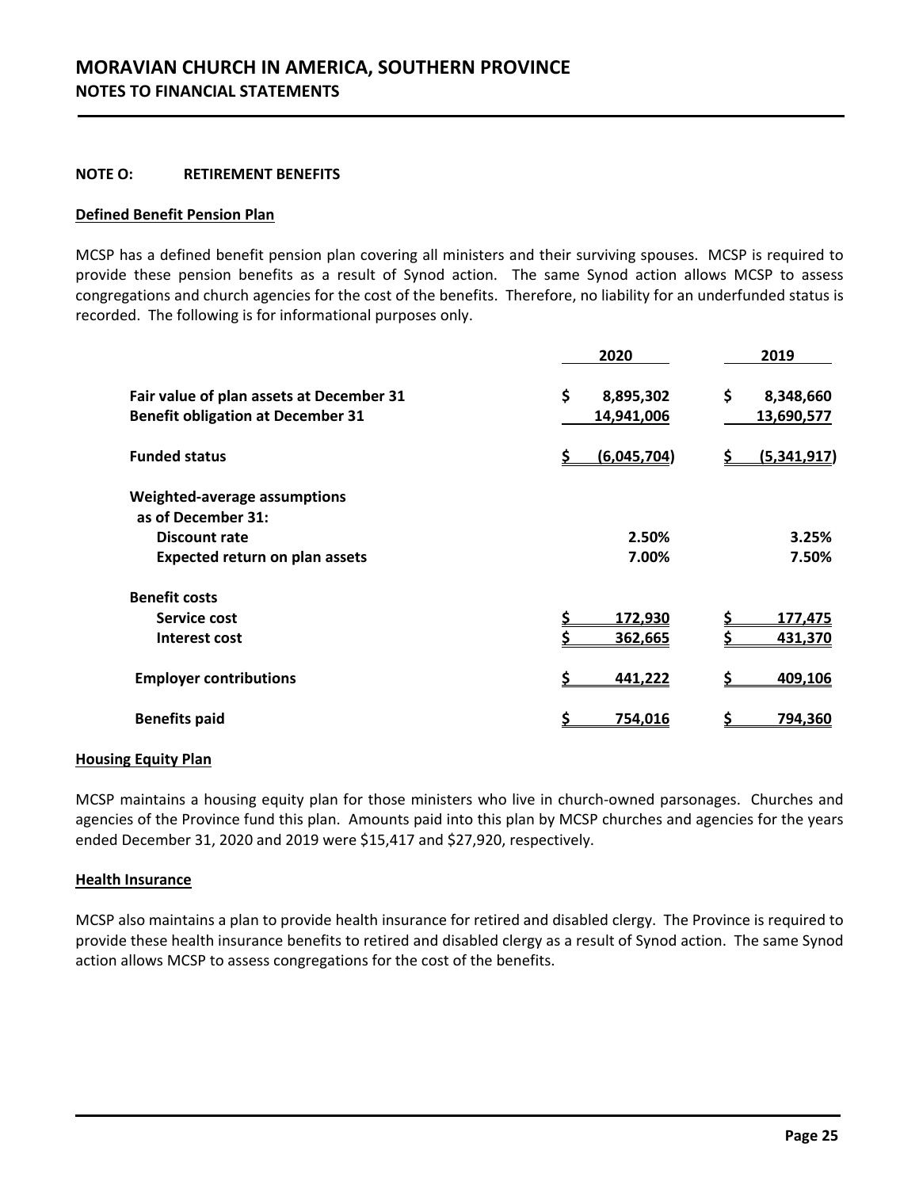# MORAVIAN CHURCH IN AMERICA, SOUTHERN PROVINCE
## NOTES TO FINANCIAL STATEMENTS

**NOTE O: RETIREMENT BENEFITS**

**Defined Benefit Pension Plan**

MCSP has a defined benefit pension plan covering all ministers and their surviving spouses. MCSP is required to provide these pension benefits as a result of Synod action. The same Synod action allows MCSP to assess congregations and church agencies for the cost of the benefits. Therefore, no liability for an underfunded status is recorded. The following is for informational purposes only.

| | 2020 | 2019 |
|---|---|---|
| **Fair value of plan assets at December 31** | $ 8,895,302 | $ 8,348,660 |
| **Benefit obligation at December 31** | 14,941,006 | 13,690,577 |
| **Funded status** | $ (6,045,704) | $ (5,341,917) |
| **Weighted-average assumptions as of December 31:** | | |
| **Discount rate** | 2.50% | 3.25% |
| **Expected return on plan assets** | 7.00% | 7.50% |
| **Benefit costs** | | |
| **Service cost** | $ 172,930 | $ 177,475 |
| **Interest cost** | $ 362,665 | $ 431,370 |
| **Employer contributions** | $ 441,222 | $ 409,106 |
| **Benefits paid** | $ 754,016 | $ 794,360 |

**Housing Equity Plan**

MCSP maintains a housing equity plan for those ministers who live in church-owned parsonages. Churches and agencies of the Province fund this plan. Amounts paid into this plan by MCSP churches and agencies for the years ended December 31, 2020 and 2019 were $15,417 and $27,920, respectively.

**Health Insurance**

MCSP also maintains a plan to provide health insurance for retired and disabled clergy. The Province is required to provide these health insurance benefits to retired and disabled clergy as a result of Synod action. The same Synod action allows MCSP to assess congregations for the cost of the benefits.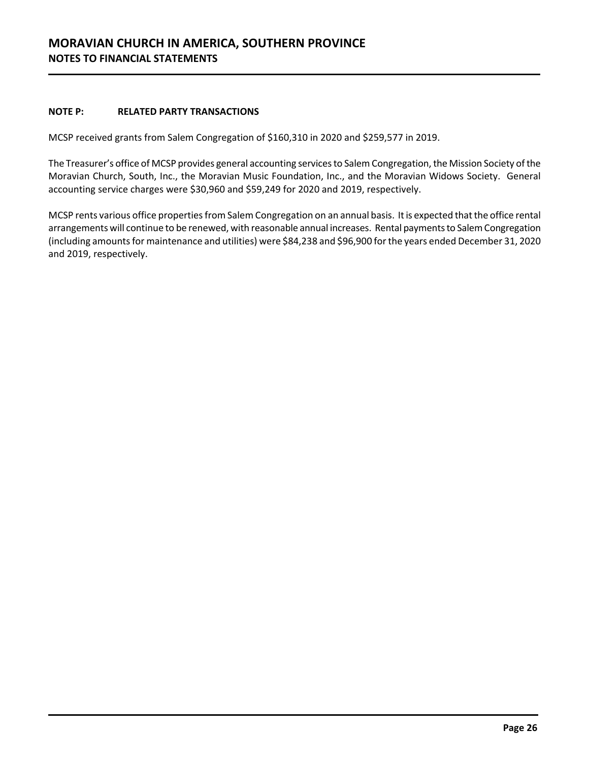## NOTE P: RELATED PARTY TRANSACTIONS

MCSP received grants from Salem Congregation of $160,310 in 2020 and $259,577 in 2019.

The Treasurer's office of MCSP provides general accounting services to Salem Congregation, the Mission Society of the Moravian Church, South, Inc., the Moravian Music Foundation, Inc., and the Moravian Widows Society. General accounting service charges were $30,960 and $59,249 for 2020 and 2019, respectively.

MCSP rents various office properties from Salem Congregation on an annual basis. It is expected that the office rental arrangements will continue to be renewed, with reasonable annual increases. Rental payments to Salem Congregation (including amounts for maintenance and utilities) were $84,238 and $96,900 for the years ended December 31, 2020 and 2019, respectively.